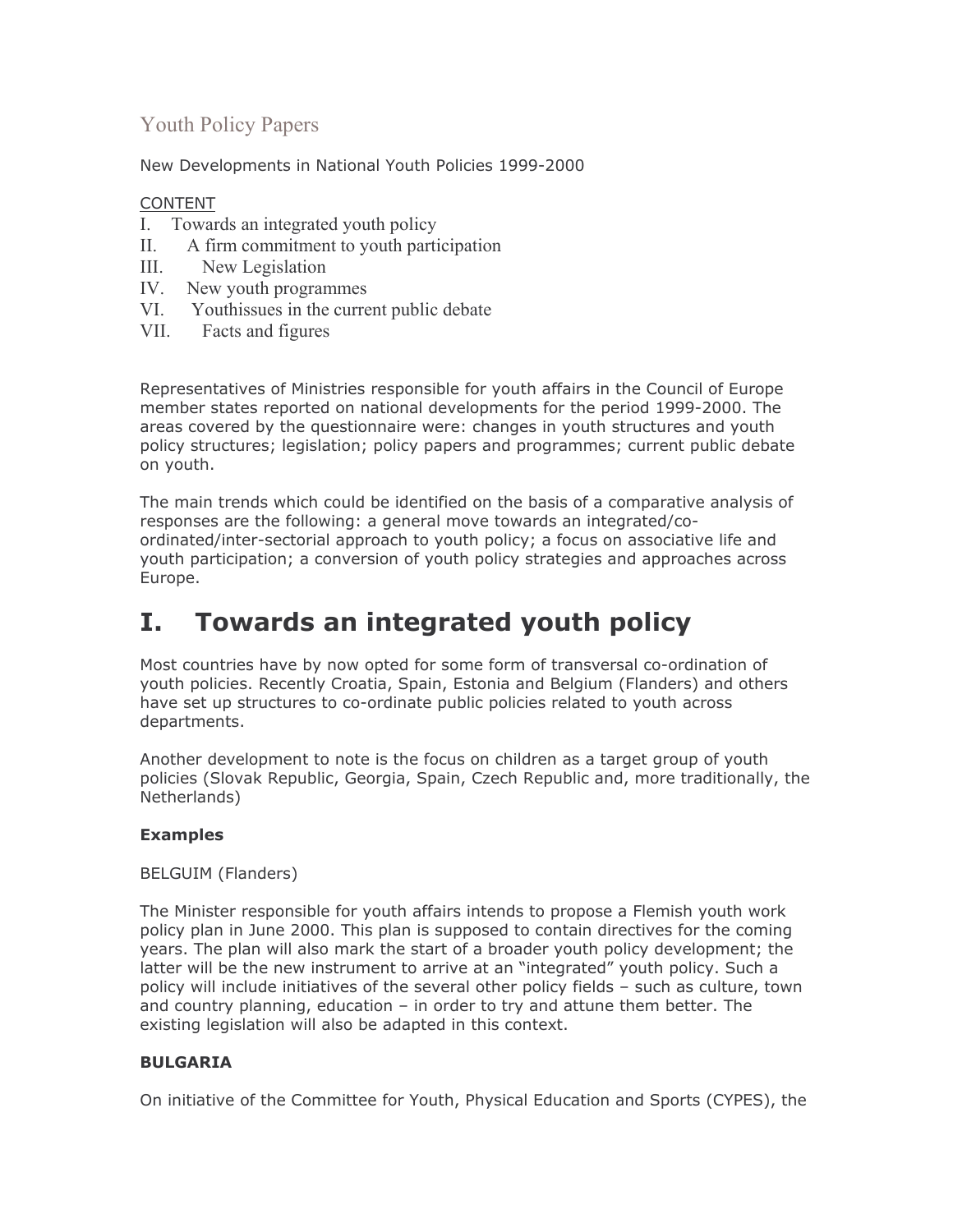# Youth Policy Papers

New Developments in National Youth Policies 1999-2000

CONTENT

I. Towards an integrated youth policy
II. A firm commitment to youth participation
III. New Legislation
IV. New youth programmes
VI. Youthissues in the current public debate
VII. Facts and figures

Representatives of Ministries responsible for youth affairs in the Council of Europe member states reported on national developments for the period 1999-2000. The areas covered by the questionnaire were: changes in youth structures and youth policy structures; legislation; policy papers and programmes; current public debate on youth.

The main trends which could be identified on the basis of a comparative analysis of responses are the following: a general move towards an integrated/co-ordinated/inter-sectorial approach to youth policy; a focus on associative life and youth participation; a conversion of youth policy strategies and approaches across Europe.

## I. Towards an integrated youth policy

Most countries have by now opted for some form of transversal co-ordination of youth policies. Recently Croatia, Spain, Estonia and Belgium (Flanders) and others have set up structures to co-ordinate public policies related to youth across departments.

Another development to note is the focus on children as a target group of youth policies (Slovak Republic, Georgia, Spain, Czech Republic and, more traditionally, the Netherlands)

**Examples**

BELGUIM (Flanders)

The Minister responsible for youth affairs intends to propose a Flemish youth work policy plan in June 2000. This plan is supposed to contain directives for the coming years. The plan will also mark the start of a broader youth policy development; the latter will be the new instrument to arrive at an "integrated" youth policy. Such a policy will include initiatives of the several other policy fields – such as culture, town and country planning, education – in order to try and attune them better. The existing legislation will also be adapted in this context.

**BULGARIA**

On initiative of the Committee for Youth, Physical Education and Sports (CYPES), the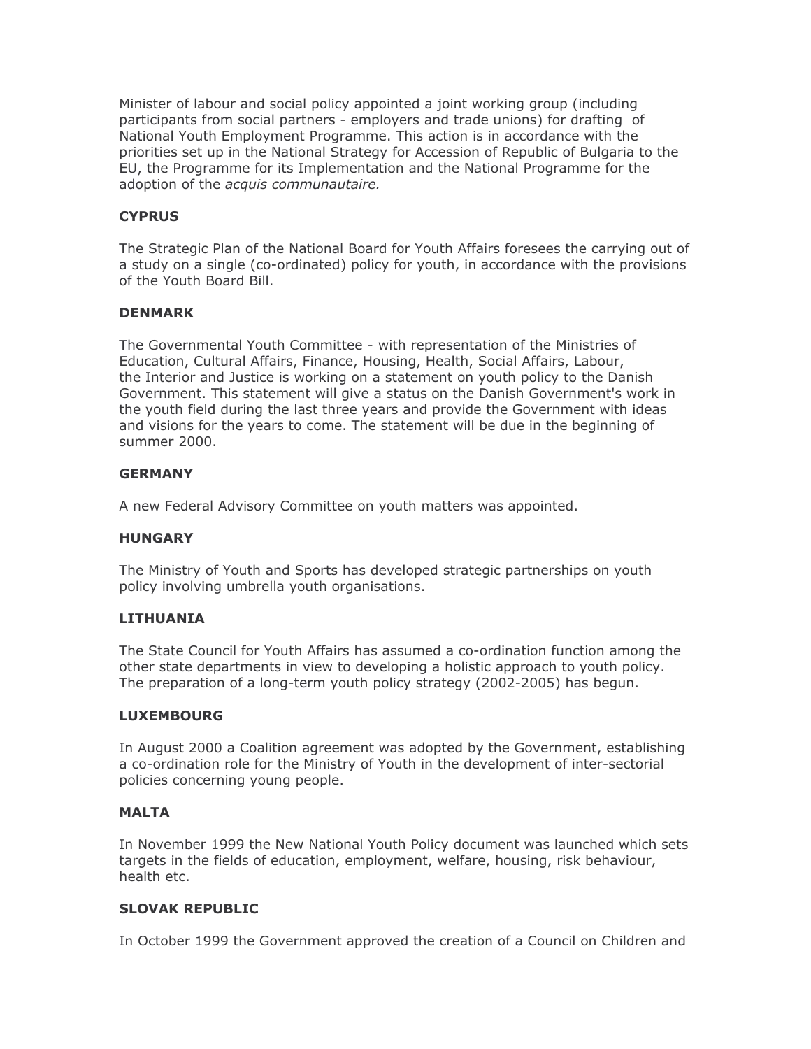Minister of labour and social policy appointed a joint working group (including participants from social partners - employers and trade unions) for drafting of National Youth Employment Programme. This action is in accordance with the priorities set up in the National Strategy for Accession of Republic of Bulgaria to the EU, the Programme for its Implementation and the National Programme for the adoption of the *acquis communautaire.*

**CYPRUS**

The Strategic Plan of the National Board for Youth Affairs foresees the carrying out of a study on a single (co-ordinated) policy for youth, in accordance with the provisions of the Youth Board Bill.

**DENMARK**

The Governmental Youth Committee - with representation of the Ministries of Education, Cultural Affairs, Finance, Housing, Health, Social Affairs, Labour, the Interior and Justice is working on a statement on youth policy to the Danish Government. This statement will give a status on the Danish Government's work in the youth field during the last three years and provide the Government with ideas and visions for the years to come. The statement will be due in the beginning of summer 2000.

**GERMANY**

A new Federal Advisory Committee on youth matters was appointed.

**HUNGARY**

The Ministry of Youth and Sports has developed strategic partnerships on youth policy involving umbrella youth organisations.

**LITHUANIA**

The State Council for Youth Affairs has assumed a co-ordination function among the other state departments in view to developing a holistic approach to youth policy. The preparation of a long-term youth policy strategy (2002-2005) has begun.

**LUXEMBOURG**

In August 2000 a Coalition agreement was adopted by the Government, establishing a co-ordination role for the Ministry of Youth in the development of inter-sectorial policies concerning young people.

**MALTA**

In November 1999 the New National Youth Policy document was launched which sets targets in the fields of education, employment, welfare, housing, risk behaviour, health etc.

**SLOVAK REPUBLIC**

In October 1999 the Government approved the creation of a Council on Children and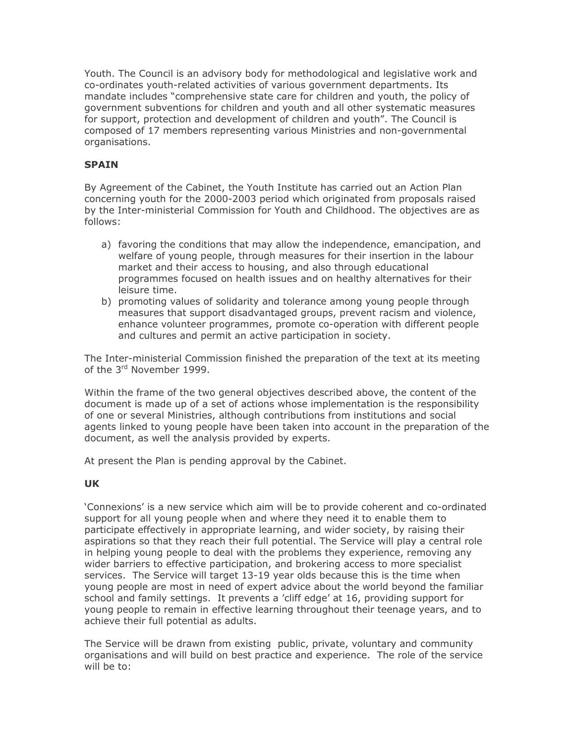Youth. The Council is an advisory body for methodological and legislative work and co-ordinates youth-related activities of various government departments. Its mandate includes "comprehensive state care for children and youth, the policy of government subventions for children and youth and all other systematic measures for support, protection and development of children and youth". The Council is composed of 17 members representing various Ministries and non-governmental organisations.

**SPAIN**

By Agreement of the Cabinet, the Youth Institute has carried out an Action Plan concerning youth for the 2000-2003 period which originated from proposals raised by the Inter-ministerial Commission for Youth and Childhood. The objectives are as follows:

a) favoring the conditions that may allow the independence, emancipation, and welfare of young people, through measures for their insertion in the labour market and their access to housing, and also through educational programmes focused on health issues and on healthy alternatives for their leisure time.
b) promoting values of solidarity and tolerance among young people through measures that support disadvantaged groups, prevent racism and violence, enhance volunteer programmes, promote co-operation with different people and cultures and permit an active participation in society.

The Inter-ministerial Commission finished the preparation of the text at its meeting of the 3rd November 1999.

Within the frame of the two general objectives described above, the content of the document is made up of a set of actions whose implementation is the responsibility of one or several Ministries, although contributions from institutions and social agents linked to young people have been taken into account in the preparation of the document, as well the analysis provided by experts.

At present the Plan is pending approval by the Cabinet.

**UK**

'Connexions' is a new service which aim will be to provide coherent and co-ordinated support for all young people when and where they need it to enable them to participate effectively in appropriate learning, and wider society, by raising their aspirations so that they reach their full potential. The Service will play a central role in helping young people to deal with the problems they experience, removing any wider barriers to effective participation, and brokering access to more specialist services. The Service will target 13-19 year olds because this is the time when young people are most in need of expert advice about the world beyond the familiar school and family settings. It prevents a 'cliff edge' at 16, providing support for young people to remain in effective learning throughout their teenage years, and to achieve their full potential as adults.

The Service will be drawn from existing public, private, voluntary and community organisations and will build on best practice and experience. The role of the service will be to: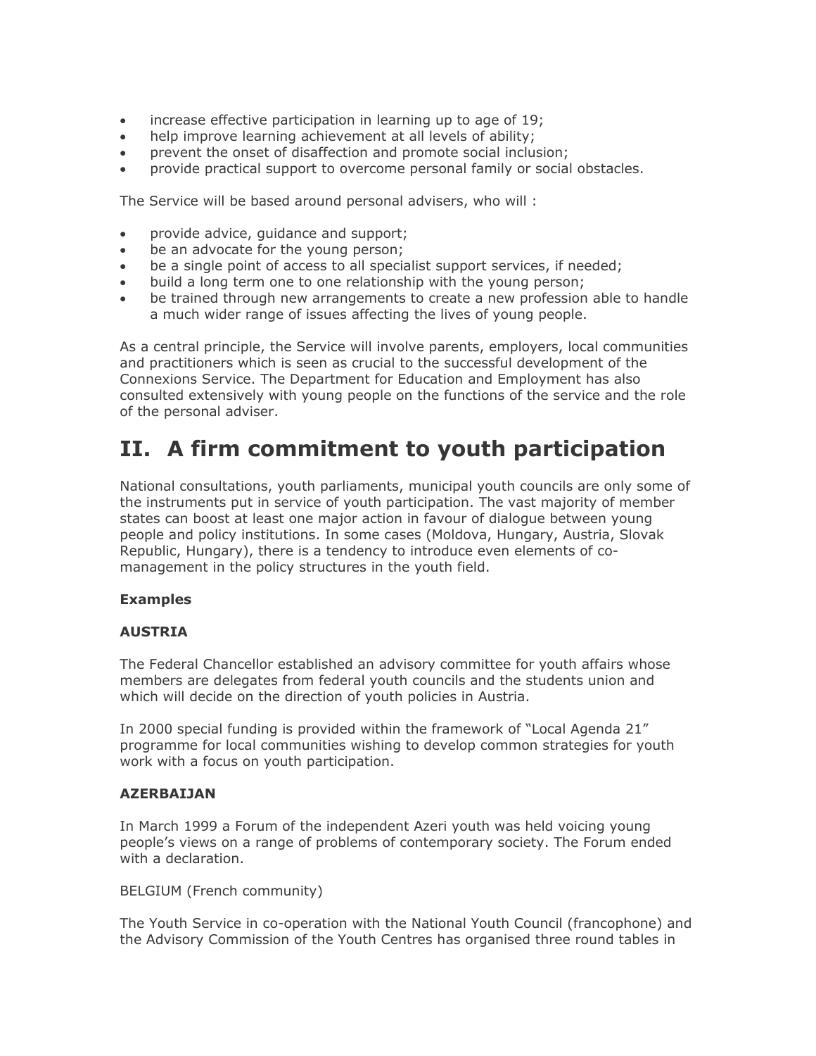- increase effective participation in learning up to age of 19;
- help improve learning achievement at all levels of ability;
- prevent the onset of disaffection and promote social inclusion;
- provide practical support to overcome personal family or social obstacles.

The Service will be based around personal advisers, who will :

- provide advice, guidance and support;
- be an advocate for the young person;
- be a single point of access to all specialist support services, if needed;
- build a long term one to one relationship with the young person;
- be trained through new arrangements to create a new profession able to handle a much wider range of issues affecting the lives of young people.

As a central principle, the Service will involve parents, employers, local communities and practitioners which is seen as crucial to the successful development of the Connexions Service. The Department for Education and Employment has also consulted extensively with young people on the functions of the service and the role of the personal adviser.

# II. A firm commitment to youth participation

National consultations, youth parliaments, municipal youth councils are only some of the instruments put in service of youth participation. The vast majority of member states can boost at least one major action in favour of dialogue between young people and policy institutions. In some cases (Moldova, Hungary, Austria, Slovak Republic, Hungary), there is a tendency to introduce even elements of co-management in the policy structures in the youth field.

**Examples**

**AUSTRIA**

The Federal Chancellor established an advisory committee for youth affairs whose members are delegates from federal youth councils and the students union and which will decide on the direction of youth policies in Austria.

In 2000 special funding is provided within the framework of “Local Agenda 21” programme for local communities wishing to develop common strategies for youth work with a focus on youth participation.

**AZERBAIJAN**

In March 1999 a Forum of the independent Azeri youth was held voicing young people’s views on a range of problems of contemporary society. The Forum ended with a declaration.

BELGIUM (French community)

The Youth Service in co-operation with the National Youth Council (francophone) and the Advisory Commission of the Youth Centres has organised three round tables in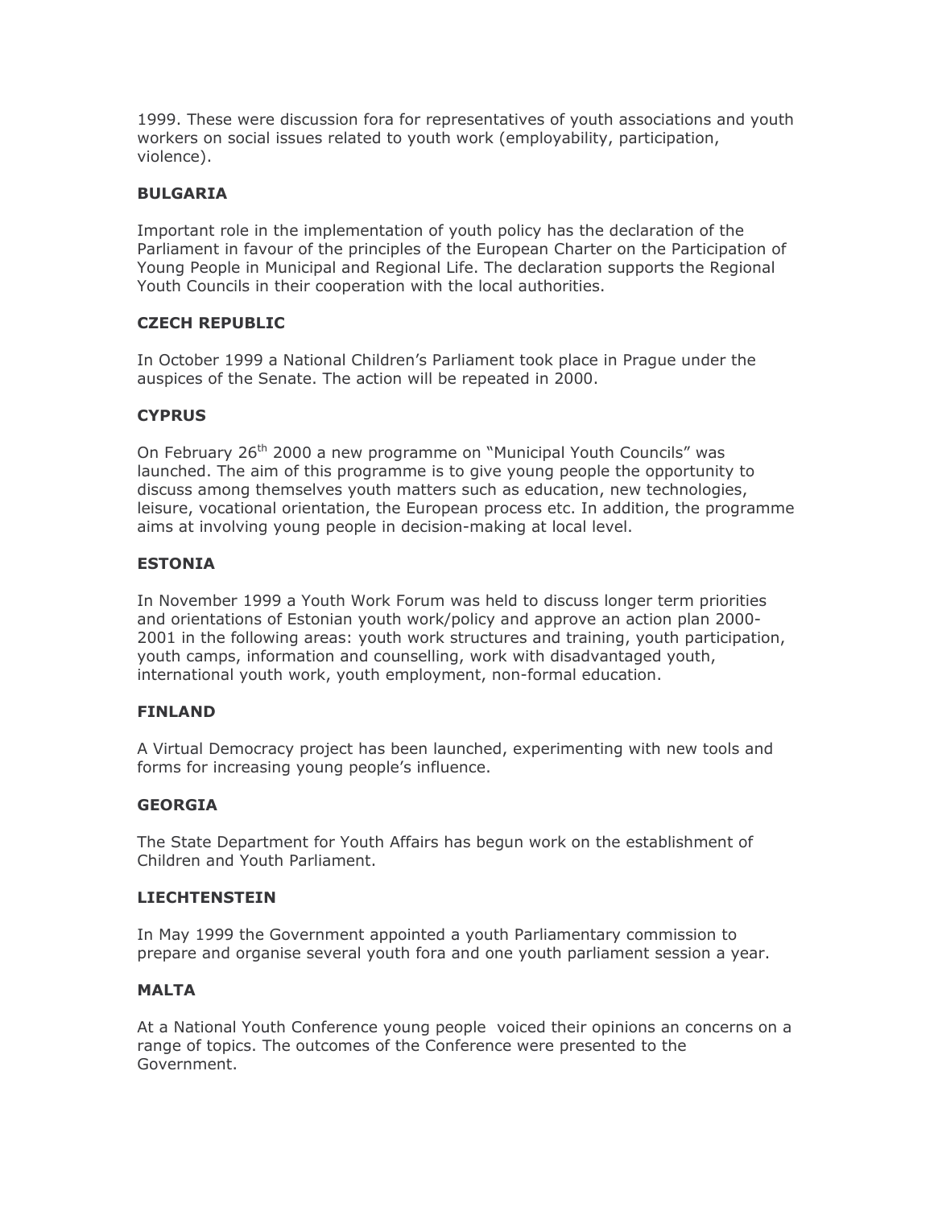1999. These were discussion fora for representatives of youth associations and youth workers on social issues related to youth work (employability, participation, violence).

**BULGARIA**

Important role in the implementation of youth policy has the declaration of the Parliament in favour of the principles of the European Charter on the Participation of Young People in Municipal and Regional Life. The declaration supports the Regional Youth Councils in their cooperation with the local authorities.

**CZECH REPUBLIC**

In October 1999 a National Children's Parliament took place in Prague under the auspices of the Senate. The action will be repeated in 2000.

**CYPRUS**

On February 26th 2000 a new programme on "Municipal Youth Councils" was launched. The aim of this programme is to give young people the opportunity to discuss among themselves youth matters such as education, new technologies, leisure, vocational orientation, the European process etc. In addition, the programme aims at involving young people in decision-making at local level.

**ESTONIA**

In November 1999 a Youth Work Forum was held to discuss longer term priorities and orientations of Estonian youth work/policy and approve an action plan 2000-2001 in the following areas: youth work structures and training, youth participation, youth camps, information and counselling, work with disadvantaged youth, international youth work, youth employment, non-formal education.

**FINLAND**

A Virtual Democracy project has been launched, experimenting with new tools and forms for increasing young people's influence.

**GEORGIA**

The State Department for Youth Affairs has begun work on the establishment of Children and Youth Parliament.

**LIECHTENSTEIN**

In May 1999 the Government appointed a youth Parliamentary commission to prepare and organise several youth fora and one youth parliament session a year.

**MALTA**

At a National Youth Conference young people voiced their opinions an concerns on a range of topics. The outcomes of the Conference were presented to the Government.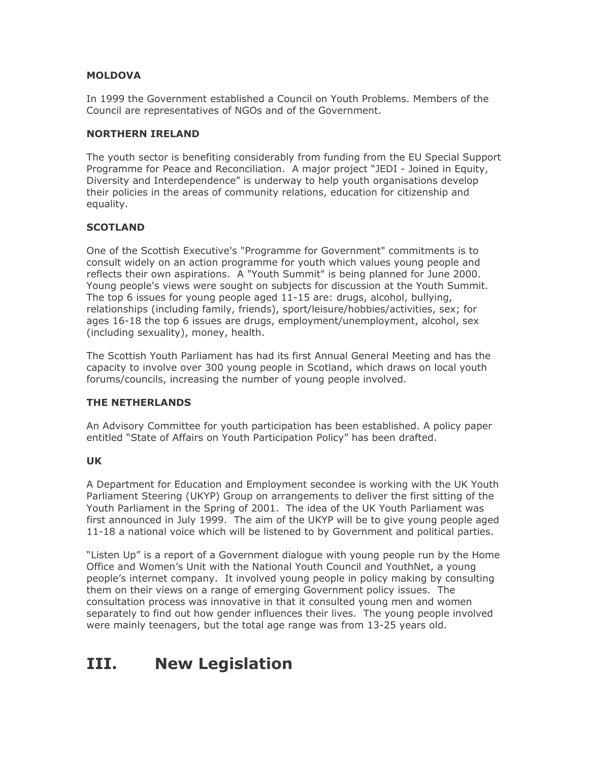**MOLDOVA**

In 1999 the Government established a Council on Youth Problems. Members of the Council are representatives of NGOs and of the Government.

**NORTHERN IRELAND**

The youth sector is benefiting considerably from funding from the EU Special Support Programme for Peace and Reconciliation. A major project "JEDI - Joined in Equity, Diversity and Interdependence" is underway to help youth organisations develop their policies in the areas of community relations, education for citizenship and equality.

**SCOTLAND**

One of the Scottish Executive's "Programme for Government" commitments is to consult widely on an action programme for youth which values young people and reflects their own aspirations. A "Youth Summit" is being planned for June 2000. Young people's views were sought on subjects for discussion at the Youth Summit. The top 6 issues for young people aged 11-15 are: drugs, alcohol, bullying, relationships (including family, friends), sport/leisure/hobbies/activities, sex; for ages 16-18 the top 6 issues are drugs, employment/unemployment, alcohol, sex (including sexuality), money, health.

The Scottish Youth Parliament has had its first Annual General Meeting and has the capacity to involve over 300 young people in Scotland, which draws on local youth forums/councils, increasing the number of young people involved.

**THE NETHERLANDS**

An Advisory Committee for youth participation has been established. A policy paper entitled "State of Affairs on Youth Participation Policy" has been drafted.

**UK**

A Department for Education and Employment secondee is working with the UK Youth Parliament Steering (UKYP) Group on arrangements to deliver the first sitting of the Youth Parliament in the Spring of 2001. The idea of the UK Youth Parliament was first announced in July 1999. The aim of the UKYP will be to give young people aged 11-18 a national voice which will be listened to by Government and political parties.

"Listen Up" is a report of a Government dialogue with young people run by the Home Office and Women's Unit with the National Youth Council and YouthNet, a young people's internet company. It involved young people in policy making by consulting them on their views on a range of emerging Government policy issues. The consultation process was innovative in that it consulted young men and women separately to find out how gender influences their lives. The young people involved were mainly teenagers, but the total age range was from 13-25 years old.

# III. New Legislation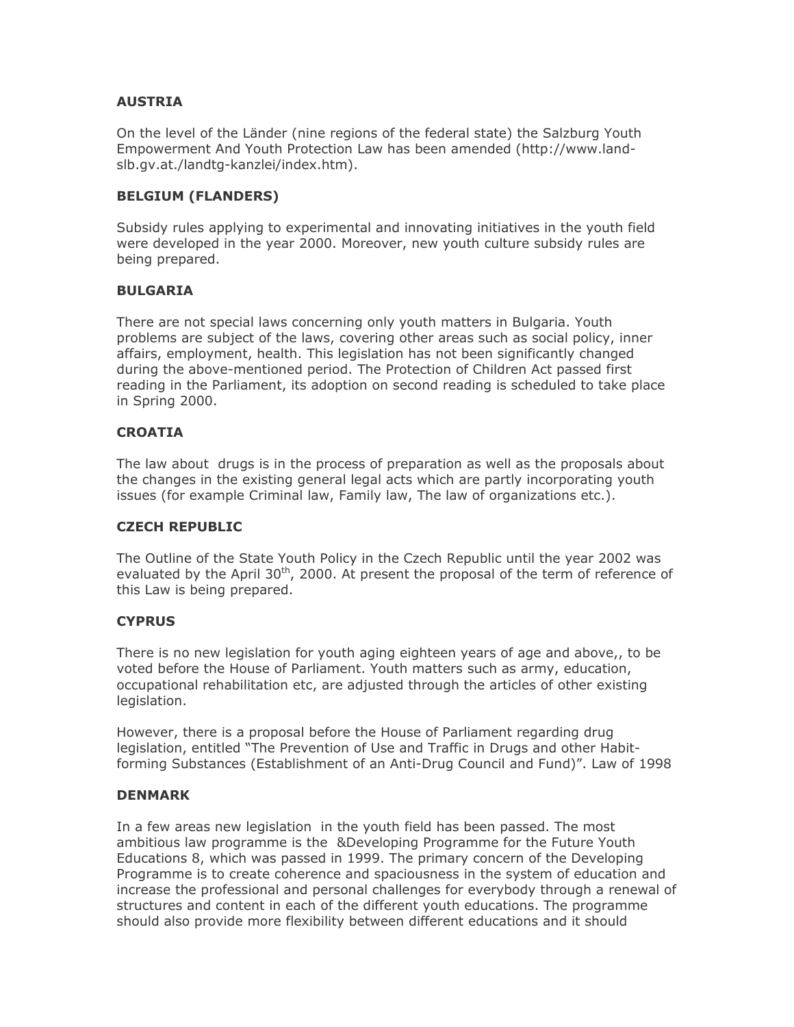**AUSTRIA**

On the level of the Länder (nine regions of the federal state) the Salzburg Youth Empowerment And Youth Protection Law has been amended (http://www.land-slb.gv.at./landtg-kanzlei/index.htm).

**BELGIUM (FLANDERS)**

Subsidy rules applying to experimental and innovating initiatives in the youth field were developed in the year 2000. Moreover, new youth culture subsidy rules are being prepared.

**BULGARIA**

There are not special laws concerning only youth matters in Bulgaria. Youth problems are subject of the laws, covering other areas such as social policy, inner affairs, employment, health. This legislation has not been significantly changed during the above-mentioned period. The Protection of Children Act passed first reading in the Parliament, its adoption on second reading is scheduled to take place in Spring 2000.

**CROATIA**

The law about drugs is in the process of preparation as well as the proposals about the changes in the existing general legal acts which are partly incorporating youth issues (for example Criminal law, Family law, The law of organizations etc.).

**CZECH REPUBLIC**

The Outline of the State Youth Policy in the Czech Republic until the year 2002 was evaluated by the April 30th, 2000. At present the proposal of the term of reference of this Law is being prepared.

**CYPRUS**

There is no new legislation for youth aging eighteen years of age and above,, to be voted before the House of Parliament. Youth matters such as army, education, occupational rehabilitation etc, are adjusted through the articles of other existing legislation.

However, there is a proposal before the House of Parliament regarding drug legislation, entitled "The Prevention of Use and Traffic in Drugs and other Habit-forming Substances (Establishment of an Anti-Drug Council and Fund)". Law of 1998

**DENMARK**

In a few areas new legislation in the youth field has been passed. The most ambitious law programme is the &Developing Programme for the Future Youth Educations 8, which was passed in 1999. The primary concern of the Developing Programme is to create coherence and spaciousness in the system of education and increase the professional and personal challenges for everybody through a renewal of structures and content in each of the different youth educations. The programme should also provide more flexibility between different educations and it should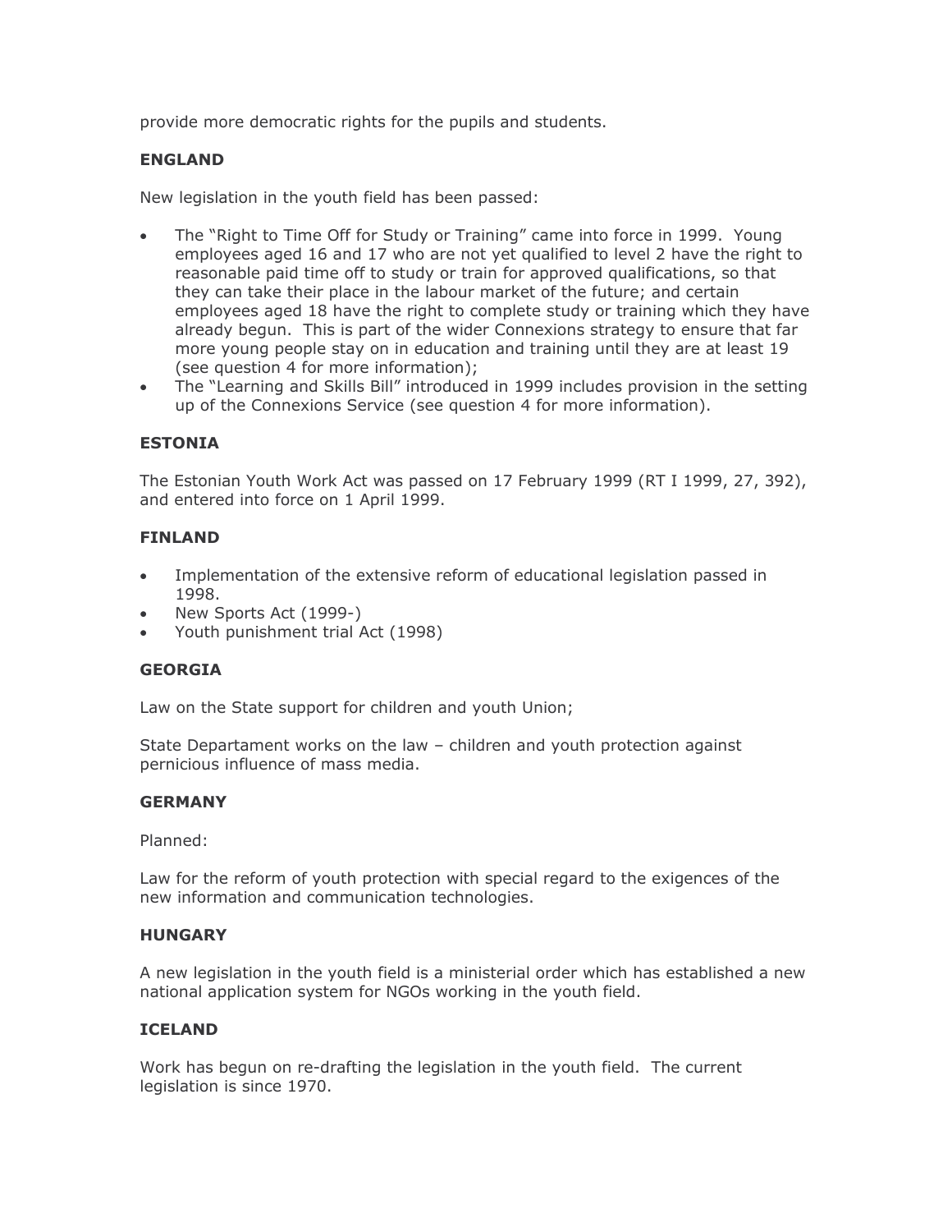provide more democratic rights for the pupils and students.

**ENGLAND**

New legislation in the youth field has been passed:

- The "Right to Time Off for Study or Training" came into force in 1999. Young employees aged 16 and 17 who are not yet qualified to level 2 have the right to reasonable paid time off to study or train for approved qualifications, so that they can take their place in the labour market of the future; and certain employees aged 18 have the right to complete study or training which they have already begun. This is part of the wider Connexions strategy to ensure that far more young people stay on in education and training until they are at least 19 (see question 4 for more information);
- The "Learning and Skills Bill" introduced in 1999 includes provision in the setting up of the Connexions Service (see question 4 for more information).

**ESTONIA**

The Estonian Youth Work Act was passed on 17 February 1999 (RT I 1999, 27, 392), and entered into force on 1 April 1999.

**FINLAND**

- Implementation of the extensive reform of educational legislation passed in 1998.
- New Sports Act (1999-)
- Youth punishment trial Act (1998)

**GEORGIA**

Law on the State support for children and youth Union;

State Departament works on the law – children and youth protection against pernicious influence of mass media.

**GERMANY**

Planned:

Law for the reform of youth protection with special regard to the exigences of the new information and communication technologies.

**HUNGARY**

A new legislation in the youth field is a ministerial order which has established a new national application system for NGOs working in the youth field.

**ICELAND**

Work has begun on re-drafting the legislation in the youth field. The current legislation is since 1970.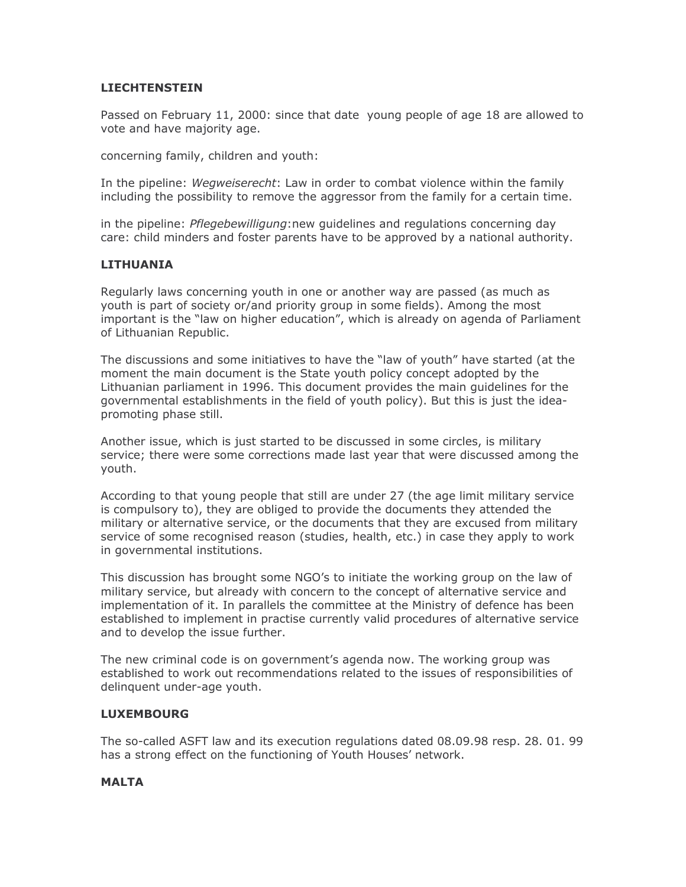**LIECHTENSTEIN**

Passed on February 11, 2000: since that date young people of age 18 are allowed to vote and have majority age.

concerning family, children and youth:

In the pipeline: *Wegweiserecht*: Law in order to combat violence within the family including the possibility to remove the aggressor from the family for a certain time.

in the pipeline: *Pflegebewilligung*:new guidelines and regulations concerning day care: child minders and foster parents have to be approved by a national authority.

**LITHUANIA**

Regularly laws concerning youth in one or another way are passed (as much as youth is part of society or/and priority group in some fields). Among the most important is the "law on higher education", which is already on agenda of Parliament of Lithuanian Republic.

The discussions and some initiatives to have the "law of youth" have started (at the moment the main document is the State youth policy concept adopted by the Lithuanian parliament in 1996. This document provides the main guidelines for the governmental establishments in the field of youth policy). But this is just the idea-promoting phase still.

Another issue, which is just started to be discussed in some circles, is military service; there were some corrections made last year that were discussed among the youth.

According to that young people that still are under 27 (the age limit military service is compulsory to), they are obliged to provide the documents they attended the military or alternative service, or the documents that they are excused from military service of some recognised reason (studies, health, etc.) in case they apply to work in governmental institutions.

This discussion has brought some NGO's to initiate the working group on the law of military service, but already with concern to the concept of alternative service and implementation of it. In parallels the committee at the Ministry of defence has been established to implement in practise currently valid procedures of alternative service and to develop the issue further.

The new criminal code is on government's agenda now. The working group was established to work out recommendations related to the issues of responsibilities of delinquent under-age youth.

**LUXEMBOURG**

The so-called ASFT law and its execution regulations dated 08.09.98 resp. 28. 01. 99 has a strong effect on the functioning of Youth Houses' network.

**MALTA**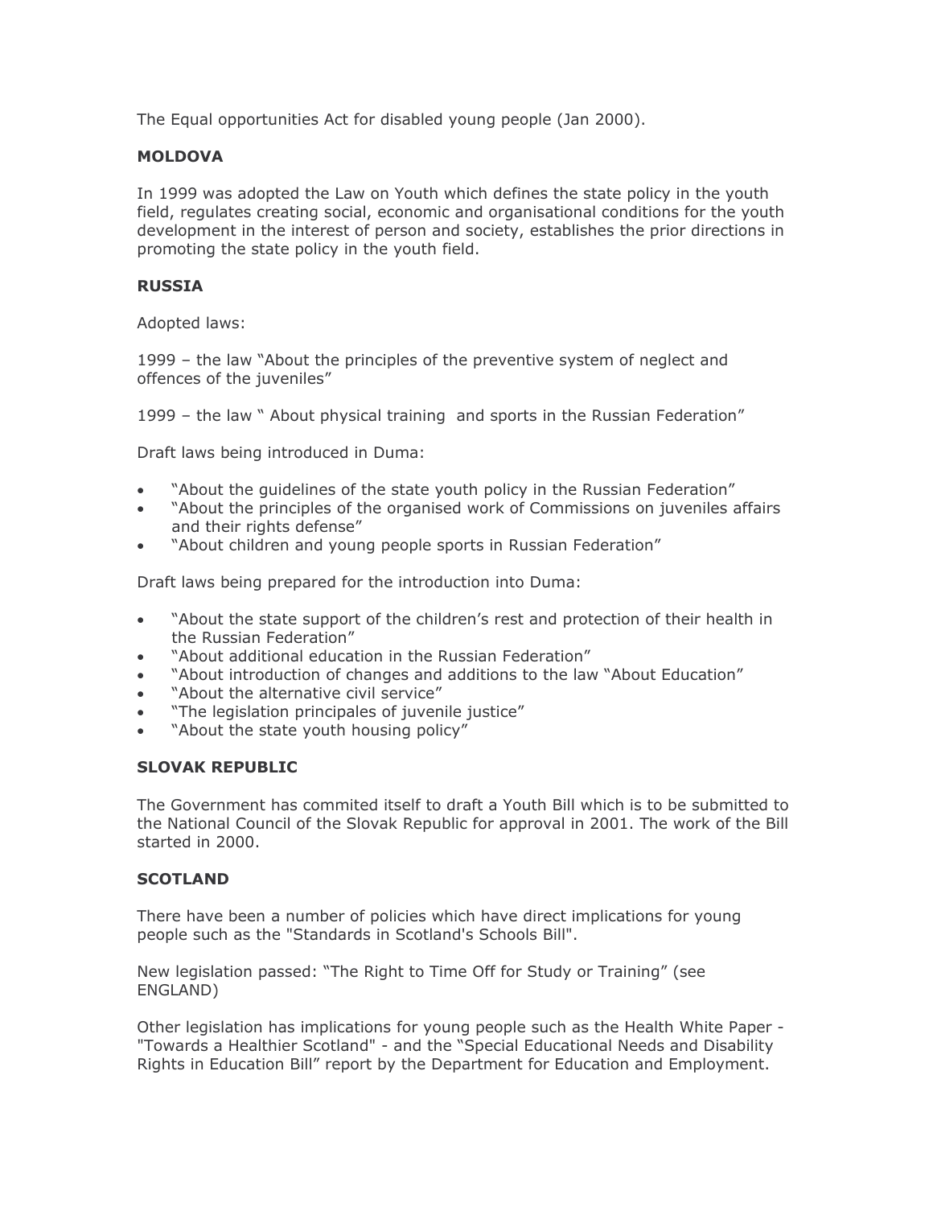The Equal opportunities Act for disabled young people (Jan 2000).

**MOLDOVA**

In 1999 was adopted the Law on Youth which defines the state policy in the youth field, regulates creating social, economic and organisational conditions for the youth development in the interest of person and society, establishes the prior directions in promoting the state policy in the youth field.

**RUSSIA**

Adopted laws:

1999 – the law "About the principles of the preventive system of neglect and offences of the juveniles"

1999 – the law " About physical training  and sports in the Russian Federation"

Draft laws being introduced in Duma:

- "About the guidelines of the state youth policy in the Russian Federation"
- "About the principles of the organised work of Commissions on juveniles affairs and their rights defense"
- "About children and young people sports in Russian Federation"

Draft laws being prepared for the introduction into Duma:

- "About the state support of the children's rest and protection of their health in the Russian Federation"
- "About additional education in the Russian Federation"
- "About introduction of changes and additions to the law "About Education"
- "About the alternative civil service"
- "The legislation principales of juvenile justice"
- "About the state youth housing policy"

**SLOVAK REPUBLIC**

The Government has commited itself to draft a Youth Bill which is to be submitted to the National Council of the Slovak Republic for approval in 2001. The work of the Bill started in 2000.

**SCOTLAND**

There have been a number of policies which have direct implications for young people such as the "Standards in Scotland's Schools Bill".

New legislation passed: "The Right to Time Off for Study or Training" (see ENGLAND)

Other legislation has implications for young people such as the Health White Paper - "Towards a Healthier Scotland" - and the "Special Educational Needs and Disability Rights in Education Bill" report by the Department for Education and Employment.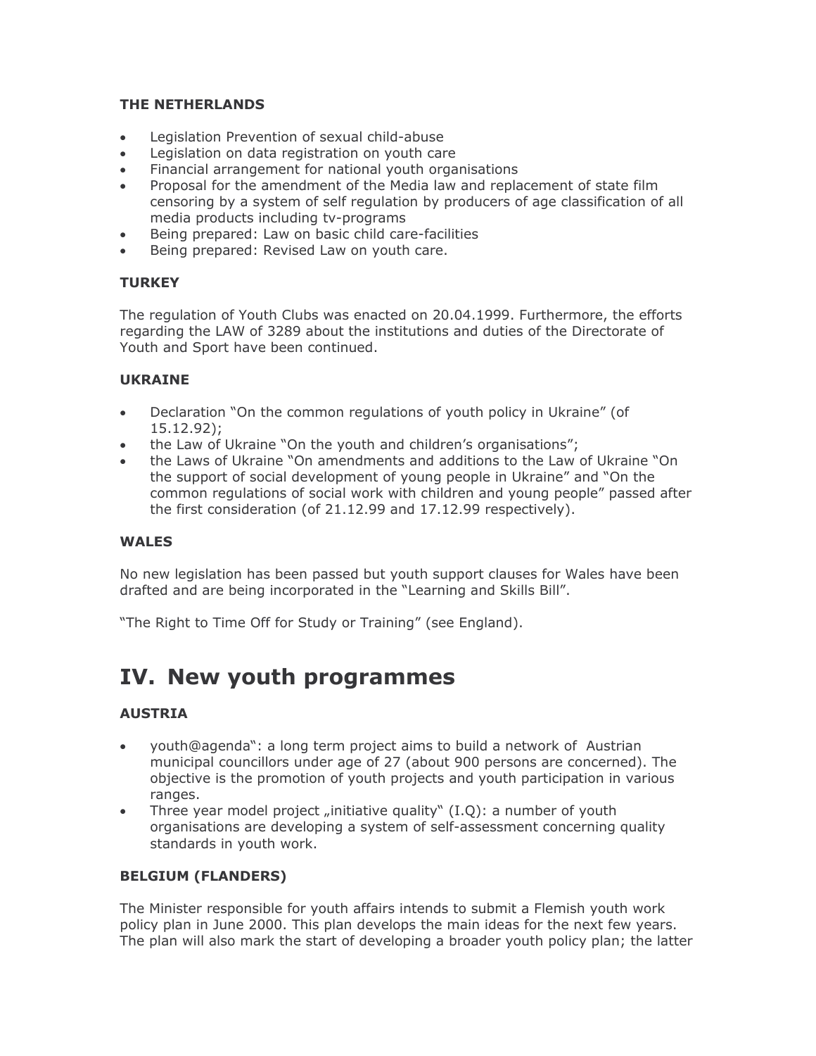#### THE NETHERLANDS

- Legislation Prevention of sexual child-abuse
- Legislation on data registration on youth care
- Financial arrangement for national youth organisations
- Proposal for the amendment of the Media law and replacement of state film censoring by a system of self regulation by producers of age classification of all media products including tv-programs
- Being prepared: Law on basic child care-facilities
- Being prepared: Revised Law on youth care.

#### TURKEY

The regulation of Youth Clubs was enacted on 20.04.1999. Furthermore, the efforts regarding the LAW of 3289 about the institutions and duties of the Directorate of Youth and Sport have been continued.

#### UKRAINE

- Declaration "On the common regulations of youth policy in Ukraine" (of 15.12.92);
- the Law of Ukraine "On the youth and children's organisations";
- the Laws of Ukraine "On amendments and additions to the Law of Ukraine "On the support of social development of young people in Ukraine" and "On the common regulations of social work with children and young people" passed after the first consideration (of 21.12.99 and 17.12.99 respectively).

#### WALES

No new legislation has been passed but youth support clauses for Wales have been drafted and are being incorporated in the "Learning and Skills Bill".

"The Right to Time Off for Study or Training" (see England).

# IV. New youth programmes

#### AUSTRIA

- youth@agenda": a long term project aims to build a network of Austrian municipal councillors under age of 27 (about 900 persons are concerned). The objective is the promotion of youth projects and youth participation in various ranges.
- Three year model project „initiative quality" (I.Q): a number of youth organisations are developing a system of self-assessment concerning quality standards in youth work.

#### BELGIUM (FLANDERS)

The Minister responsible for youth affairs intends to submit a Flemish youth work policy plan in June 2000. This plan develops the main ideas for the next few years. The plan will also mark the start of developing a broader youth policy plan; the latter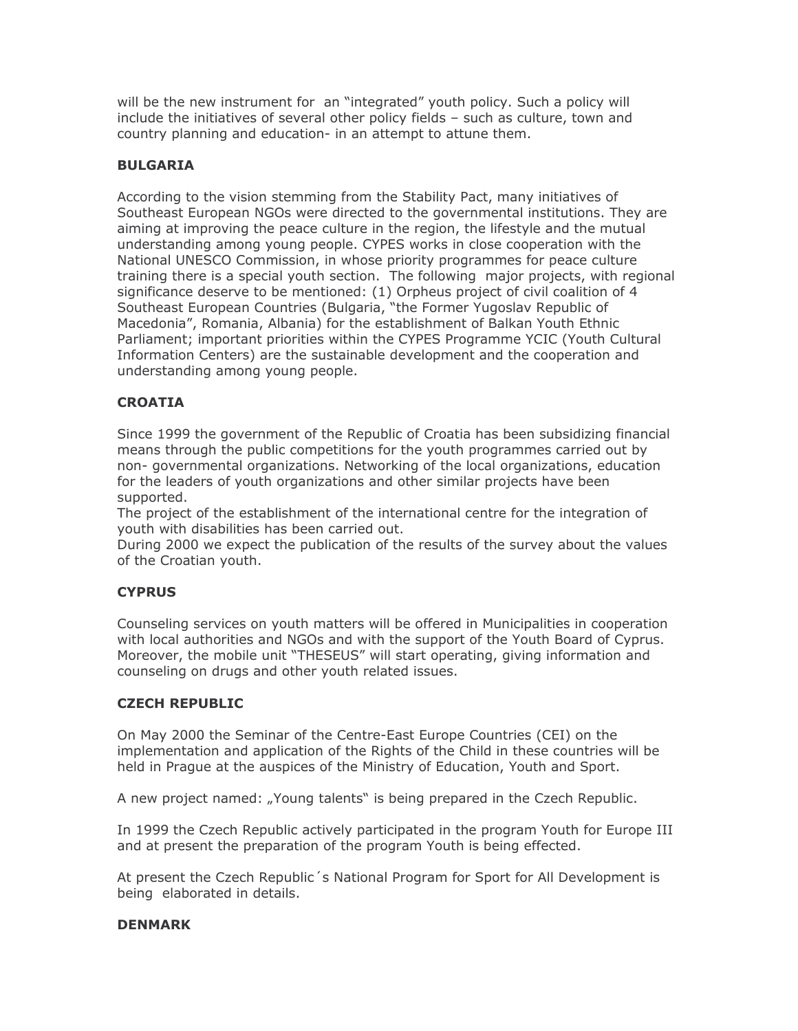will be the new instrument for an "integrated" youth policy. Such a policy will include the initiatives of several other policy fields – such as culture, town and country planning and education- in an attempt to attune them.

**BULGARIA**

According to the vision stemming from the Stability Pact, many initiatives of Southeast European NGOs were directed to the governmental institutions. They are aiming at improving the peace culture in the region, the lifestyle and the mutual understanding among young people. CYPES works in close cooperation with the National UNESCO Commission, in whose priority programmes for peace culture training there is a special youth section. The following major projects, with regional significance deserve to be mentioned: (1) Orpheus project of civil coalition of 4 Southeast European Countries (Bulgaria, "the Former Yugoslav Republic of Macedonia", Romania, Albania) for the establishment of Balkan Youth Ethnic Parliament; important priorities within the CYPES Programme YCIC (Youth Cultural Information Centers) are the sustainable development and the cooperation and understanding among young people.

**CROATIA**

Since 1999 the government of the Republic of Croatia has been subsidizing financial means through the public competitions for the youth programmes carried out by non- governmental organizations. Networking of the local organizations, education for the leaders of youth organizations and other similar projects have been supported.
The project of the establishment of the international centre for the integration of youth with disabilities has been carried out.
During 2000 we expect the publication of the results of the survey about the values of the Croatian youth.

**CYPRUS**

Counseling services on youth matters will be offered in Municipalities in cooperation with local authorities and NGOs and with the support of the Youth Board of Cyprus. Moreover, the mobile unit "THESEUS" will start operating, giving information and counseling on drugs and other youth related issues.

**CZECH REPUBLIC**

On May 2000 the Seminar of the Centre-East Europe Countries (CEI) on the implementation and application of the Rights of the Child in these countries will be held in Prague at the auspices of the Ministry of Education, Youth and Sport.

A new project named: „Young talents" is being prepared in the Czech Republic.

In 1999 the Czech Republic actively participated in the program Youth for Europe III and at present the preparation of the program Youth is being effected.

At present the Czech Republic´s National Program for Sport for All Development is being elaborated in details.

**DENMARK**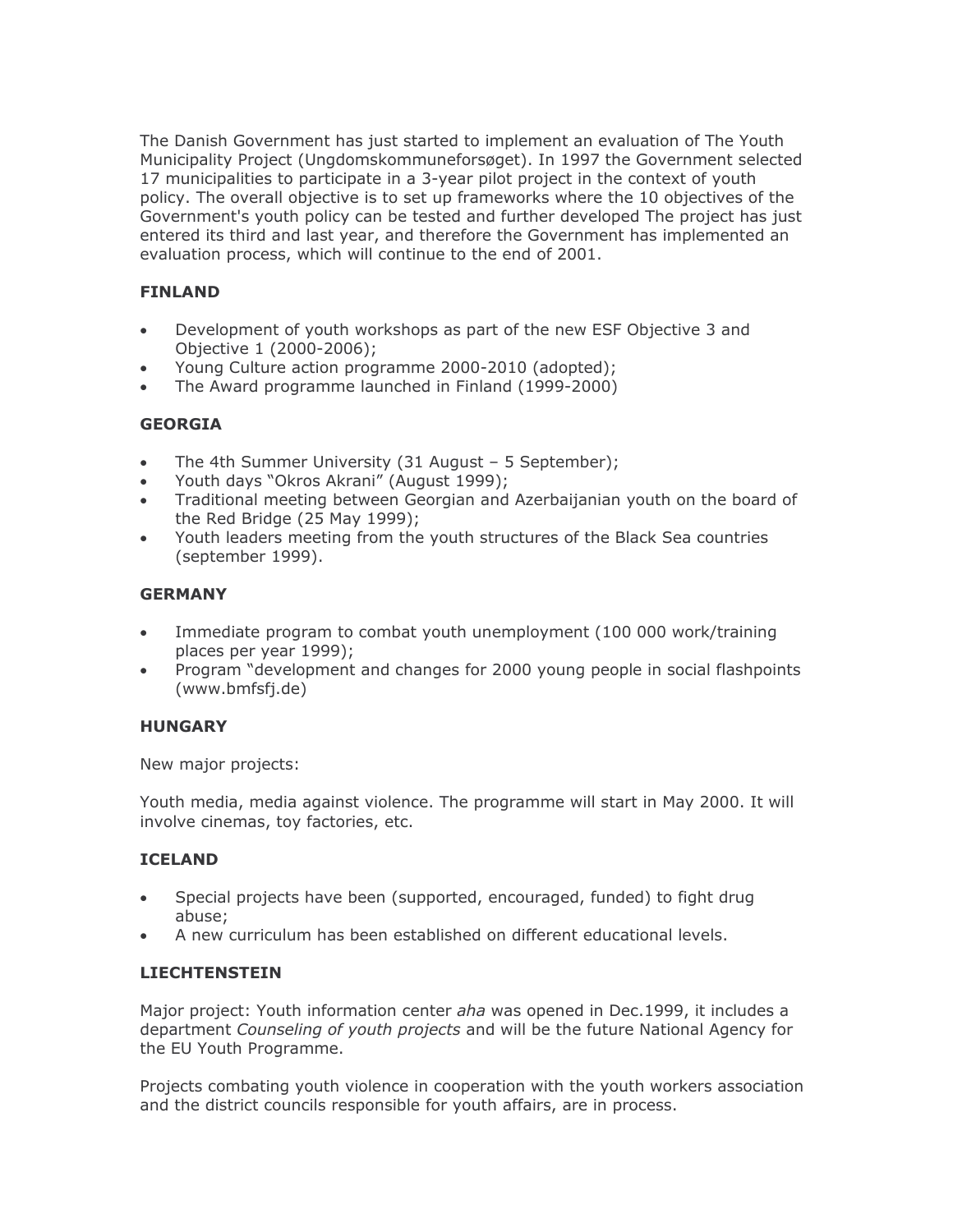The Danish Government has just started to implement an evaluation of The Youth Municipality Project (Ungdomskommuneforsøget). In 1997 the Government selected 17 municipalities to participate in a 3-year pilot project in the context of youth policy. The overall objective is to set up frameworks where the 10 objectives of the Government's youth policy can be tested and further developed The project has just entered its third and last year, and therefore the Government has implemented an evaluation process, which will continue to the end of 2001.

**FINLAND**

- Development of youth workshops as part of the new ESF Objective 3 and Objective 1 (2000-2006);
- Young Culture action programme 2000-2010 (adopted);
- The Award programme launched in Finland (1999-2000)

**GEORGIA**

- The 4th Summer University (31 August – 5 September);
- Youth days "Okros Akrani" (August 1999);
- Traditional meeting between Georgian and Azerbaijanian youth on the board of the Red Bridge (25 May 1999);
- Youth leaders meeting from the youth structures of the Black Sea countries (september 1999).

**GERMANY**

- Immediate program to combat youth unemployment (100 000 work/training places per year 1999);
- Program "development and changes for 2000 young people in social flashpoints (www.bmfsfj.de)

**HUNGARY**

New major projects:

Youth media, media against violence. The programme will start in May 2000. It will involve cinemas, toy factories, etc.

**ICELAND**

- Special projects have been (supported, encouraged, funded) to fight drug abuse;
- A new curriculum has been established on different educational levels.

**LIECHTENSTEIN**

Major project: Youth information center *aha* was opened in Dec.1999, it includes a department *Counseling of youth projects* and will be the future National Agency for the EU Youth Programme.

Projects combating youth violence in cooperation with the youth workers association and the district councils responsible for youth affairs, are in process.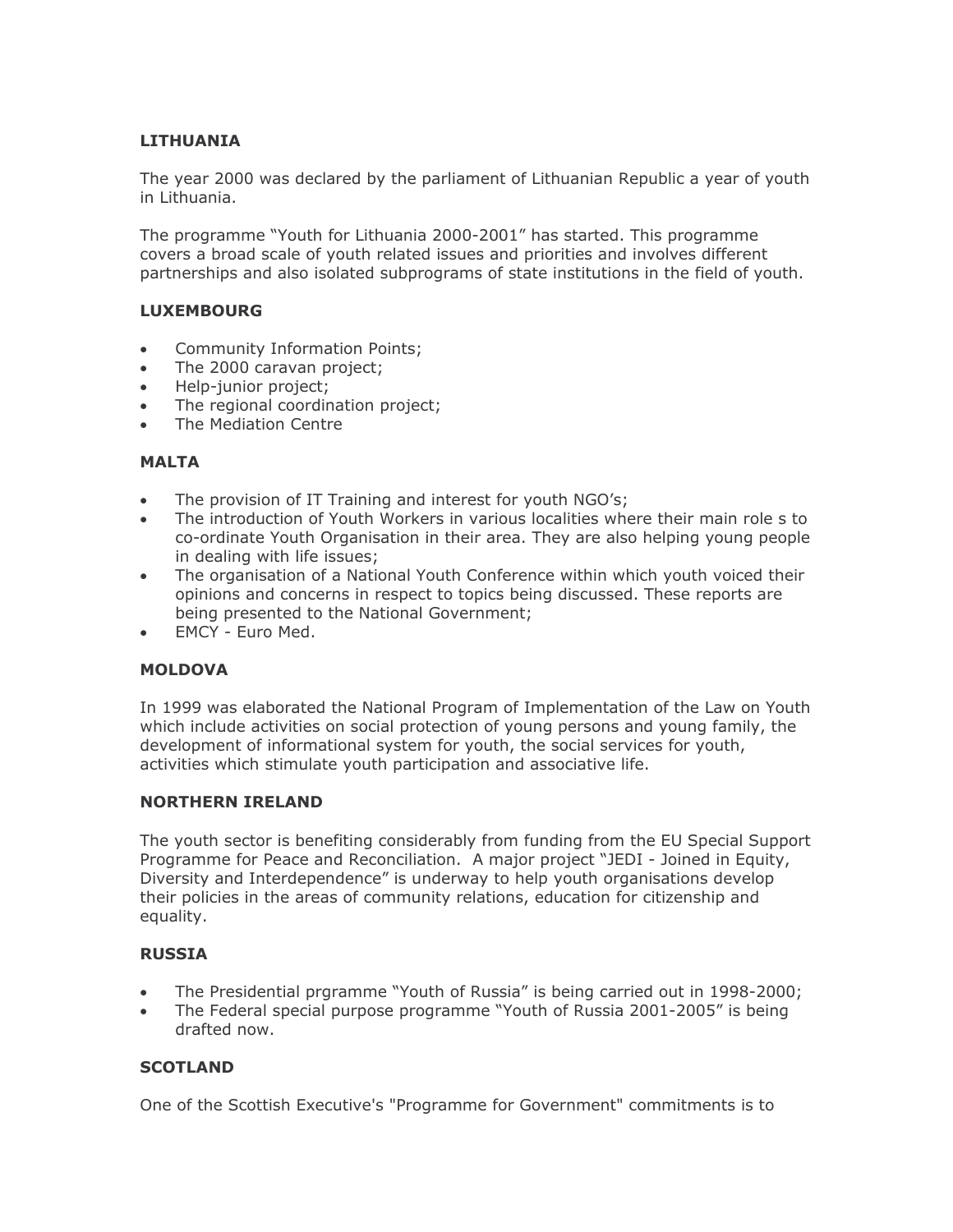**LITHUANIA**

The year 2000 was declared by the parliament of Lithuanian Republic a year of youth in Lithuania.

The programme "Youth for Lithuania 2000-2001" has started. This programme covers a broad scale of youth related issues and priorities and involves different partnerships and also isolated subprograms of state institutions in the field of youth.

**LUXEMBOURG**

- Community Information Points;
- The 2000 caravan project;
- Help-junior project;
- The regional coordination project;
- The Mediation Centre

**MALTA**

- The provision of IT Training and interest for youth NGO's;
- The introduction of Youth Workers in various localities where their main role s to co-ordinate Youth Organisation in their area. They are also helping young people in dealing with life issues;
- The organisation of a National Youth Conference within which youth voiced their opinions and concerns in respect to topics being discussed. These reports are being presented to the National Government;
- EMCY - Euro Med.

**MOLDOVA**

In 1999 was elaborated the National Program of Implementation of the Law on Youth which include activities on social protection of young persons and young family, the development of informational system for youth, the social services for youth, activities which stimulate youth participation and associative life.

**NORTHERN IRELAND**

The youth sector is benefiting considerably from funding from the EU Special Support Programme for Peace and Reconciliation. A major project "JEDI - Joined in Equity, Diversity and Interdependence" is underway to help youth organisations develop their policies in the areas of community relations, education for citizenship and equality.

**RUSSIA**

- The Presidential prgramme "Youth of Russia" is being carried out in 1998-2000;
- The Federal special purpose programme "Youth of Russia 2001-2005" is being drafted now.

**SCOTLAND**

One of the Scottish Executive's "Programme for Government" commitments is to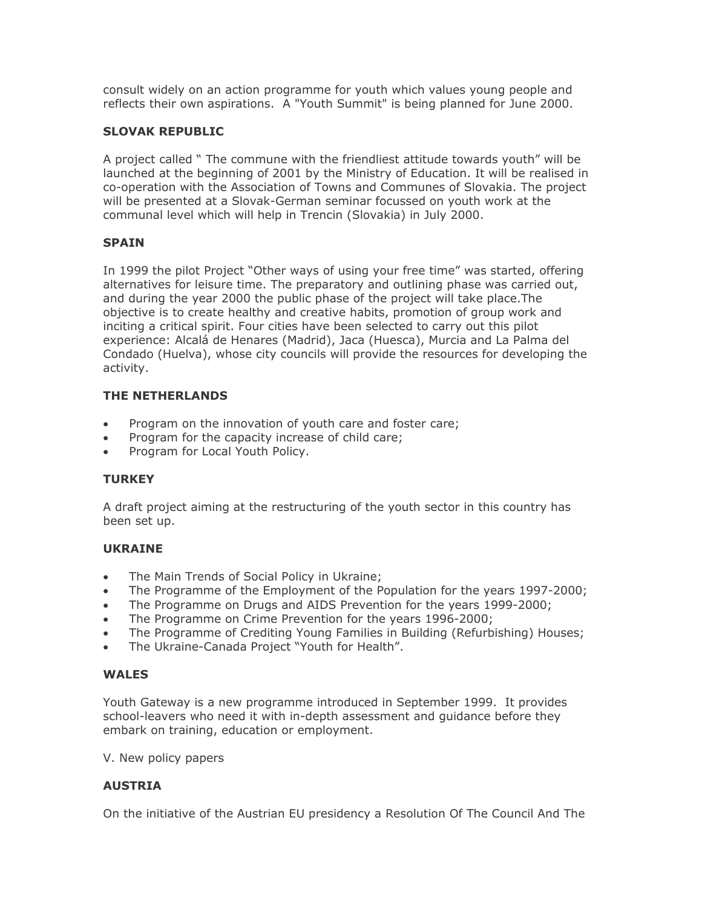consult widely on an action programme for youth which values young people and reflects their own aspirations. A "Youth Summit" is being planned for June 2000.

**SLOVAK REPUBLIC**

A project called " The commune with the friendliest attitude towards youth" will be launched at the beginning of 2001 by the Ministry of Education. It will be realised in co-operation with the Association of Towns and Communes of Slovakia. The project will be presented at a Slovak-German seminar focussed on youth work at the communal level which will help in Trencin (Slovakia) in July 2000.

**SPAIN**

In 1999 the pilot Project "Other ways of using your free time" was started, offering alternatives for leisure time. The preparatory and outlining phase was carried out, and during the year 2000 the public phase of the project will take place.The objective is to create healthy and creative habits, promotion of group work and inciting a critical spirit. Four cities have been selected to carry out this pilot experience: Alcalá de Henares (Madrid), Jaca (Huesca), Murcia and La Palma del Condado (Huelva), whose city councils will provide the resources for developing the activity.

**THE NETHERLANDS**

- Program on the innovation of youth care and foster care;
- Program for the capacity increase of child care;
- Program for Local Youth Policy.

**TURKEY**

A draft project aiming at the restructuring of the youth sector in this country has been set up.

**UKRAINE**

- The Main Trends of Social Policy in Ukraine;
- The Programme of the Employment of the Population for the years 1997-2000;
- The Programme on Drugs and AIDS Prevention for the years 1999-2000;
- The Programme on Crime Prevention for the years 1996-2000;
- The Programme of Crediting Young Families in Building (Refurbishing) Houses;
- The Ukraine-Canada Project "Youth for Health".

**WALES**

Youth Gateway is a new programme introduced in September 1999. It provides school-leavers who need it with in-depth assessment and guidance before they embark on training, education or employment.

V. New policy papers

**AUSTRIA**

On the initiative of the Austrian EU presidency a Resolution Of The Council And The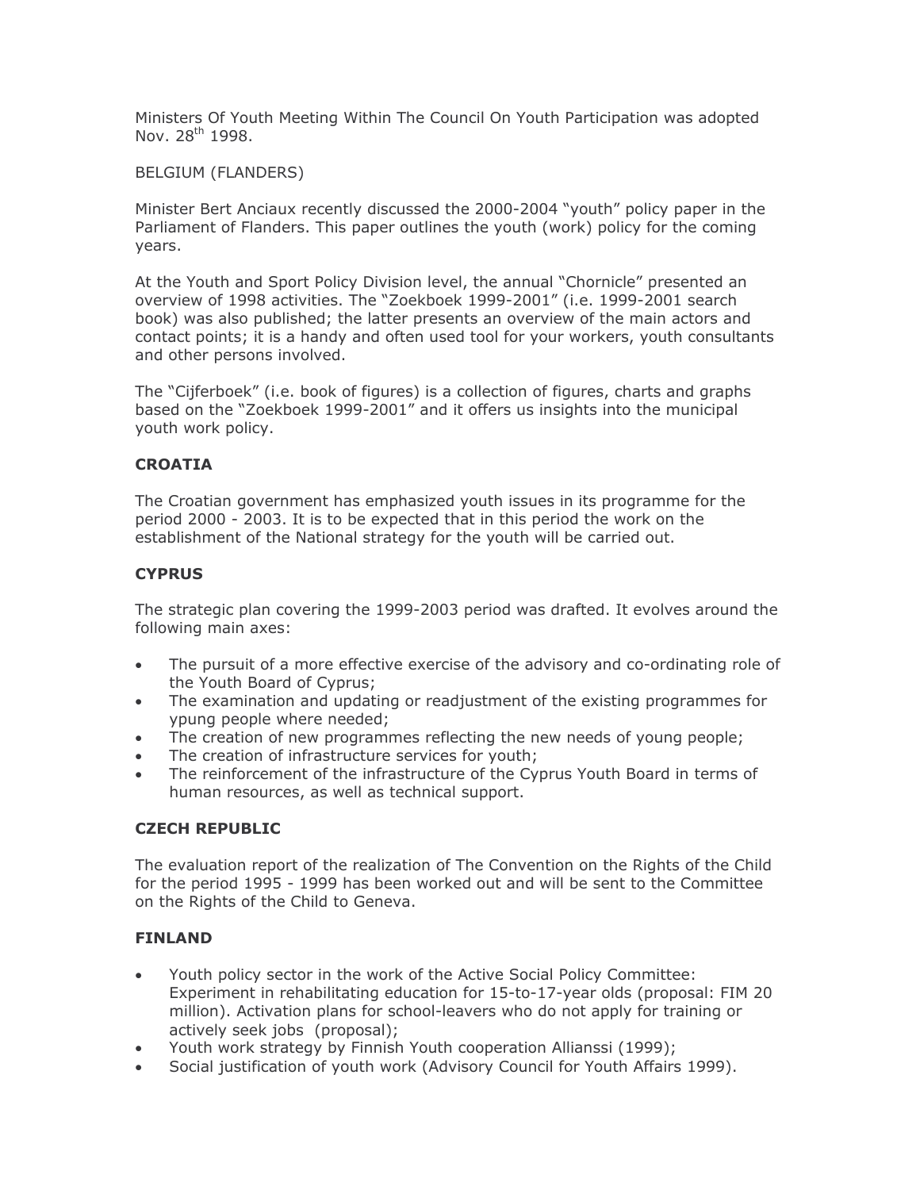Ministers Of Youth Meeting Within The Council On Youth Participation was adopted Nov. 28[th] 1998.

BELGIUM (FLANDERS)

Minister Bert Anciaux recently discussed the 2000-2004 "youth" policy paper in the Parliament of Flanders. This paper outlines the youth (work) policy for the coming years.

At the Youth and Sport Policy Division level, the annual "Chornicle" presented an overview of 1998 activities. The "Zoekboek 1999-2001" (i.e. 1999-2001 search book) was also published; the latter presents an overview of the main actors and contact points; it is a handy and often used tool for your workers, youth consultants and other persons involved.

The "Cijferboek" (i.e. book of figures) is a collection of figures, charts and graphs based on the "Zoekboek 1999-2001" and it offers us insights into the municipal youth work policy.

**CROATIA**

The Croatian government has emphasized youth issues in its programme for the period 2000 - 2003. It is to be expected that in this period the work on the establishment of the National strategy for the youth will be carried out.

**CYPRUS**

The strategic plan covering the 1999-2003 period was drafted. It evolves around the following main axes:

- The pursuit of a more effective exercise of the advisory and co-ordinating role of the Youth Board of Cyprus;
- The examination and updating or readjustment of the existing programmes for ypung people where needed;
- The creation of new programmes reflecting the new needs of young people;
- The creation of infrastructure services for youth;
- The reinforcement of the infrastructure of the Cyprus Youth Board in terms of human resources, as well as technical support.

**CZECH REPUBLIC**

The evaluation report of the realization of The Convention on the Rights of the Child for the period 1995 - 1999 has been worked out and will be sent to the Committee on the Rights of the Child to Geneva.

**FINLAND**

- Youth policy sector in the work of the Active Social Policy Committee: Experiment in rehabilitating education for 15-to-17-year olds (proposal: FIM 20 million). Activation plans for school-leavers who do not apply for training or actively seek jobs (proposal);
- Youth work strategy by Finnish Youth cooperation Allianssi (1999);
- Social justification of youth work (Advisory Council for Youth Affairs 1999).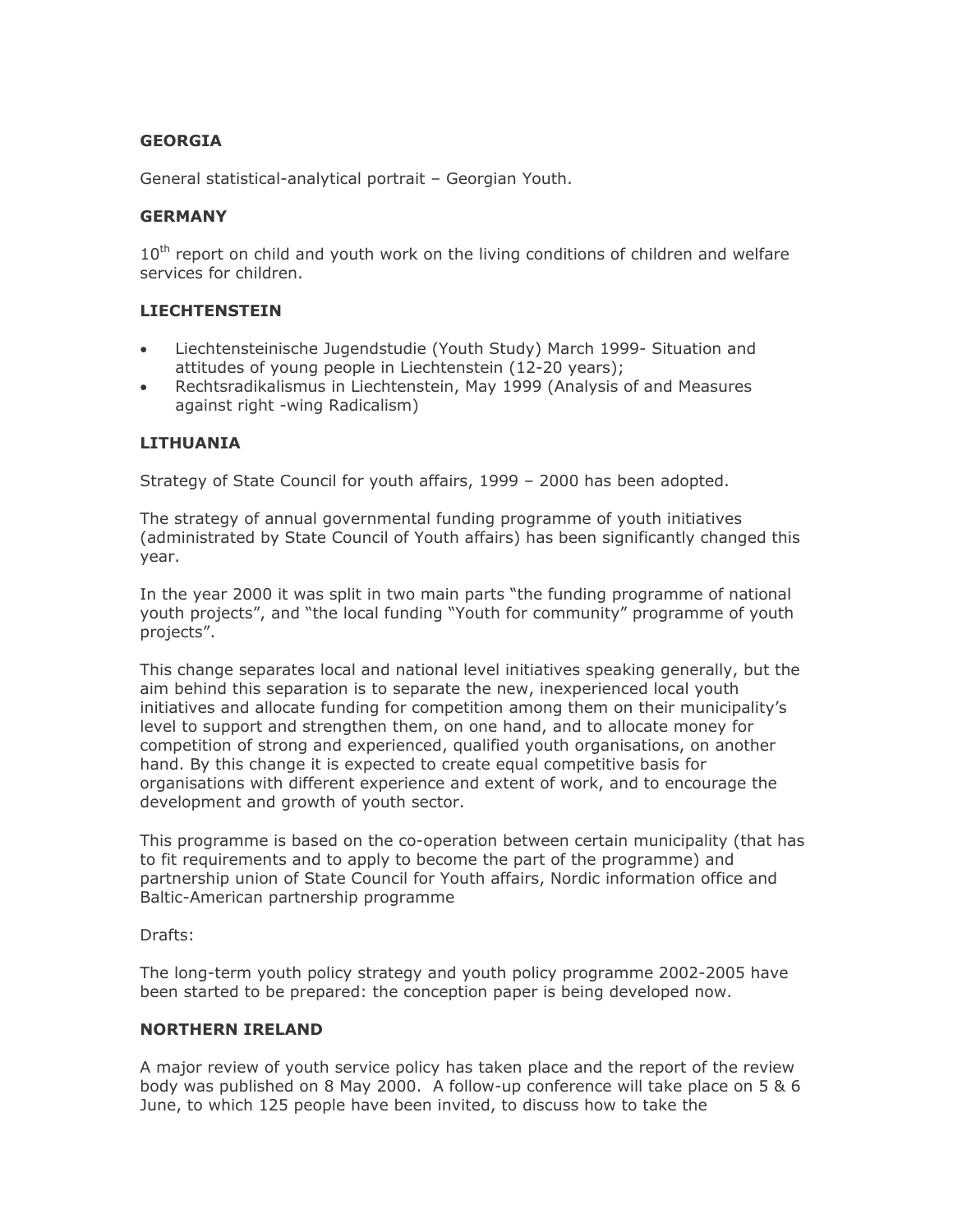**GEORGIA**

General statistical-analytical portrait – Georgian Youth.

**GERMANY**

10th report on child and youth work on the living conditions of children and welfare services for children.

**LIECHTENSTEIN**

- Liechtensteinische Jugendstudie (Youth Study) March 1999- Situation and attitudes of young people in Liechtenstein (12-20 years);
- Rechtsradikalismus in Liechtenstein, May 1999 (Analysis of and Measures against right -wing Radicalism)

**LITHUANIA**

Strategy of State Council for youth affairs, 1999 – 2000 has been adopted.

The strategy of annual governmental funding programme of youth initiatives (administrated by State Council of Youth affairs) has been significantly changed this year.

In the year 2000 it was split in two main parts "the funding programme of national youth projects", and "the local funding "Youth for community" programme of youth projects".

This change separates local and national level initiatives speaking generally, but the aim behind this separation is to separate the new, inexperienced local youth initiatives and allocate funding for competition among them on their municipality's level to support and strengthen them, on one hand, and to allocate money for competition of strong and experienced, qualified youth organisations, on another hand. By this change it is expected to create equal competitive basis for organisations with different experience and extent of work, and to encourage the development and growth of youth sector.

This programme is based on the co-operation between certain municipality (that has to fit requirements and to apply to become the part of the programme) and partnership union of State Council for Youth affairs, Nordic information office and Baltic-American partnership programme

Drafts:

The long-term youth policy strategy and youth policy programme 2002-2005 have been started to be prepared: the conception paper is being developed now.

**NORTHERN IRELAND**

A major review of youth service policy has taken place and the report of the review body was published on 8 May 2000. A follow-up conference will take place on 5 & 6 June, to which 125 people have been invited, to discuss how to take the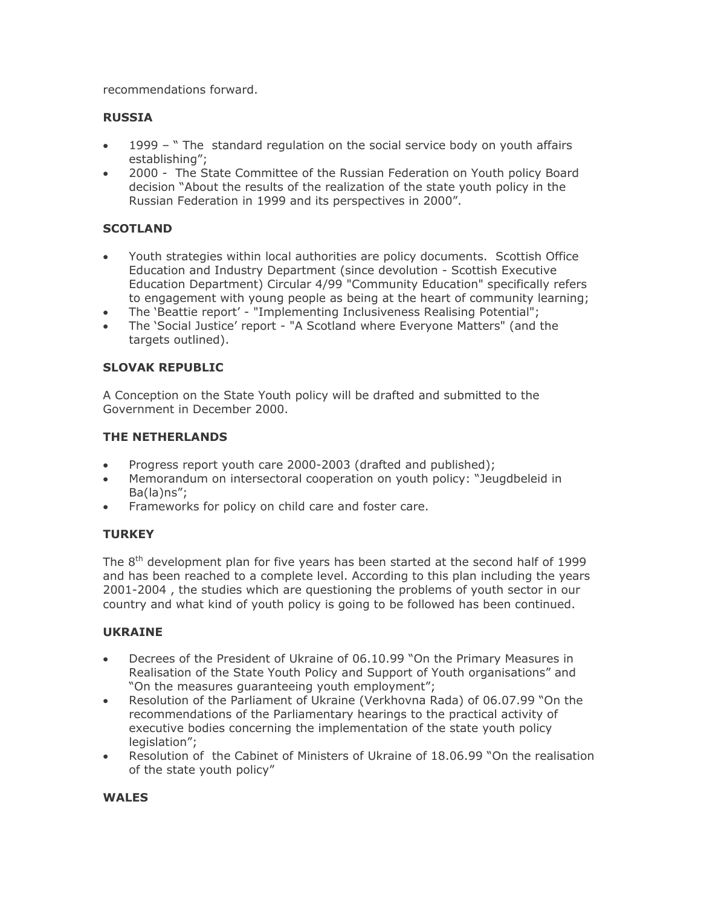recommendations forward.

**RUSSIA**

- 1999 – " The standard regulation on the social service body on youth affairs establishing";
- 2000 - The State Committee of the Russian Federation on Youth policy Board decision "About the results of the realization of the state youth policy in the Russian Federation in 1999 and its perspectives in 2000".

**SCOTLAND**

- Youth strategies within local authorities are policy documents. Scottish Office Education and Industry Department (since devolution - Scottish Executive Education Department) Circular 4/99 "Community Education" specifically refers to engagement with young people as being at the heart of community learning;
- The 'Beattie report' - "Implementing Inclusiveness Realising Potential";
- The 'Social Justice' report - "A Scotland where Everyone Matters" (and the targets outlined).

**SLOVAK REPUBLIC**

A Conception on the State Youth policy will be drafted and submitted to the Government in December 2000.

**THE NETHERLANDS**

- Progress report youth care 2000-2003 (drafted and published);
- Memorandum on intersectoral cooperation on youth policy: "Jeugdbeleid in Ba(la)ns";
- Frameworks for policy on child care and foster care.

**TURKEY**

The 8th development plan for five years has been started at the second half of 1999 and has been reached to a complete level. According to this plan including the years 2001-2004 , the studies which are questioning the problems of youth sector in our country and what kind of youth policy is going to be followed has been continued.

**UKRAINE**

- Decrees of the President of Ukraine of 06.10.99 "On the Primary Measures in Realisation of the State Youth Policy and Support of Youth organisations" and "On the measures guaranteeing youth employment";
- Resolution of the Parliament of Ukraine (Verkhovna Rada) of 06.07.99 "On the recommendations of the Parliamentary hearings to the practical activity of executive bodies concerning the implementation of the state youth policy legislation";
- Resolution of the Cabinet of Ministers of Ukraine of 18.06.99 "On the realisation of the state youth policy"

**WALES**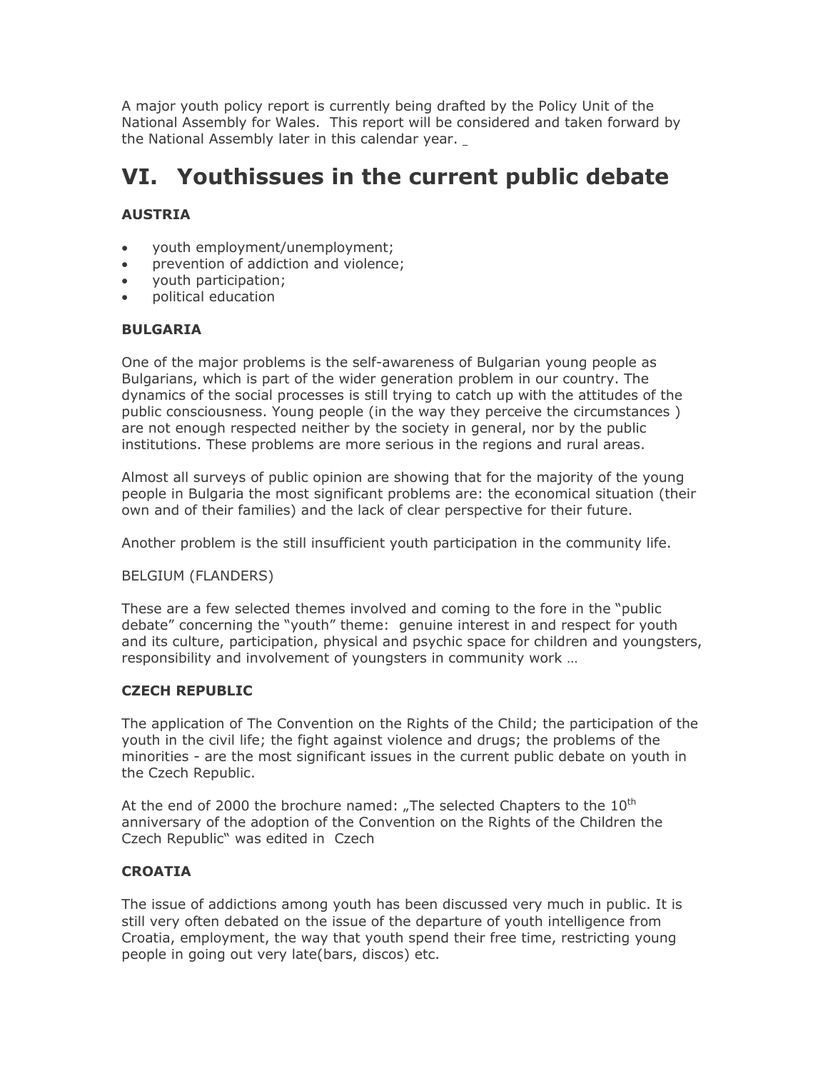A major youth policy report is currently being drafted by the Policy Unit of the National Assembly for Wales. This report will be considered and taken forward by the National Assembly later in this calendar year.

# VI. Youthissues in the current public debate

**AUSTRIA**

- youth employment/unemployment;
- prevention of addiction and violence;
- youth participation;
- political education

**BULGARIA**

One of the major problems is the self-awareness of Bulgarian young people as Bulgarians, which is part of the wider generation problem in our country. The dynamics of the social processes is still trying to catch up with the attitudes of the public consciousness. Young people (in the way they perceive the circumstances ) are not enough respected neither by the society in general, nor by the public institutions. These problems are more serious in the regions and rural areas.

Almost all surveys of public opinion are showing that for the majority of the young people in Bulgaria the most significant problems are: the economical situation (their own and of their families) and the lack of clear perspective for their future.

Another problem is the still insufficient youth participation in the community life.

BELGIUM (FLANDERS)

These are a few selected themes involved and coming to the fore in the "public debate" concerning the "youth" theme: genuine interest in and respect for youth and its culture, participation, physical and psychic space for children and youngsters, responsibility and involvement of youngsters in community work …

**CZECH REPUBLIC**

The application of The Convention on the Rights of the Child; the participation of the youth in the civil life; the fight against violence and drugs; the problems of the minorities - are the most significant issues in the current public debate on youth in the Czech Republic.

At the end of 2000 the brochure named: „The selected Chapters to the 10th anniversary of the adoption of the Convention on the Rights of the Children the Czech Republic" was edited in Czech

**CROATIA**

The issue of addictions among youth has been discussed very much in public. It is still very often debated on the issue of the departure of youth intelligence from Croatia, employment, the way that youth spend their free time, restricting young people in going out very late(bars, discos) etc.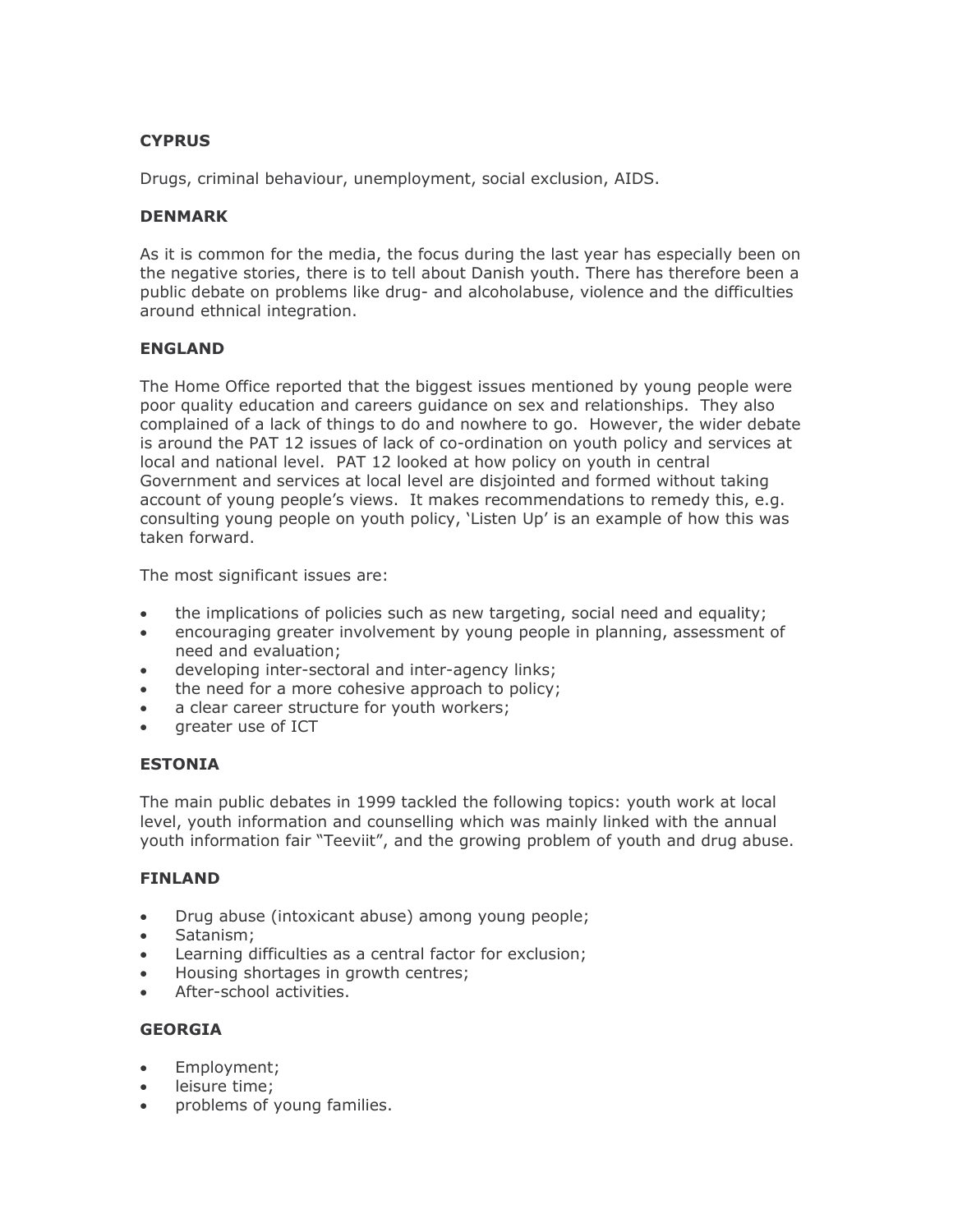**CYPRUS**

Drugs, criminal behaviour, unemployment, social exclusion, AIDS.

**DENMARK**

As it is common for the media, the focus during the last year has especially been on the negative stories, there is to tell about Danish youth. There has therefore been a public debate on problems like drug- and alcoholabuse, violence and the difficulties around ethnical integration.

**ENGLAND**

The Home Office reported that the biggest issues mentioned by young people were poor quality education and careers guidance on sex and relationships. They also complained of a lack of things to do and nowhere to go. However, the wider debate is around the PAT 12 issues of lack of co-ordination on youth policy and services at local and national level. PAT 12 looked at how policy on youth in central Government and services at local level are disjointed and formed without taking account of young people's views. It makes recommendations to remedy this, e.g. consulting young people on youth policy, 'Listen Up' is an example of how this was taken forward.

The most significant issues are:

- the implications of policies such as new targeting, social need and equality;
- encouraging greater involvement by young people in planning, assessment of need and evaluation;
- developing inter-sectoral and inter-agency links;
- the need for a more cohesive approach to policy;
- a clear career structure for youth workers;
- greater use of ICT

**ESTONIA**

The main public debates in 1999 tackled the following topics: youth work at local level, youth information and counselling which was mainly linked with the annual youth information fair "Teeviit", and the growing problem of youth and drug abuse.

**FINLAND**

- Drug abuse (intoxicant abuse) among young people;
- Satanism;
- Learning difficulties as a central factor for exclusion;
- Housing shortages in growth centres;
- After-school activities.

**GEORGIA**

- Employment;
- leisure time;
- problems of young families.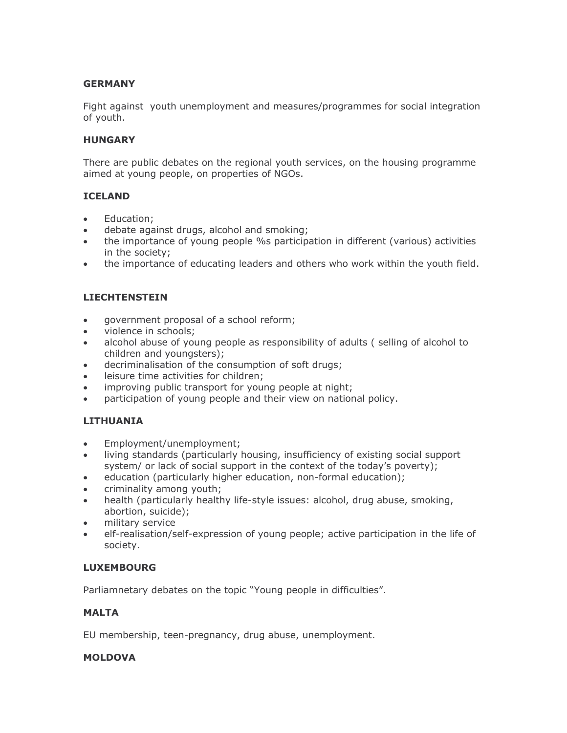**GERMANY**

Fight against  youth unemployment and measures/programmes for social integration of youth.

**HUNGARY**

There are public debates on the regional youth services, on the housing programme aimed at young people, on properties of NGOs.

**ICELAND**

- Education;
- debate against drugs, alcohol and smoking;
- the importance of young people %s participation in different (various) activities in the society;
- the importance of educating leaders and others who work within the youth field.

**LIECHTENSTEIN**

- government proposal of a school reform;
- violence in schools;
- alcohol abuse of young people as responsibility of adults ( selling of alcohol to children and youngsters);
- decriminalisation of the consumption of soft drugs;
- leisure time activities for children;
- improving public transport for young people at night;
- participation of young people and their view on national policy.

**LITHUANIA**

- Employment/unemployment;
- living standards (particularly housing, insufficiency of existing social support system/ or lack of social support in the context of the today's poverty);
- education (particularly higher education, non-formal education);
- criminality among youth;
- health (particularly healthy life-style issues: alcohol, drug abuse, smoking, abortion, suicide);
- military service
- elf-realisation/self-expression of young people; active participation in the life of society.

**LUXEMBOURG**

Parliamnetary debates on the topic "Young people in difficulties".

**MALTA**

EU membership, teen-pregnancy, drug abuse, unemployment.

**MOLDOVA**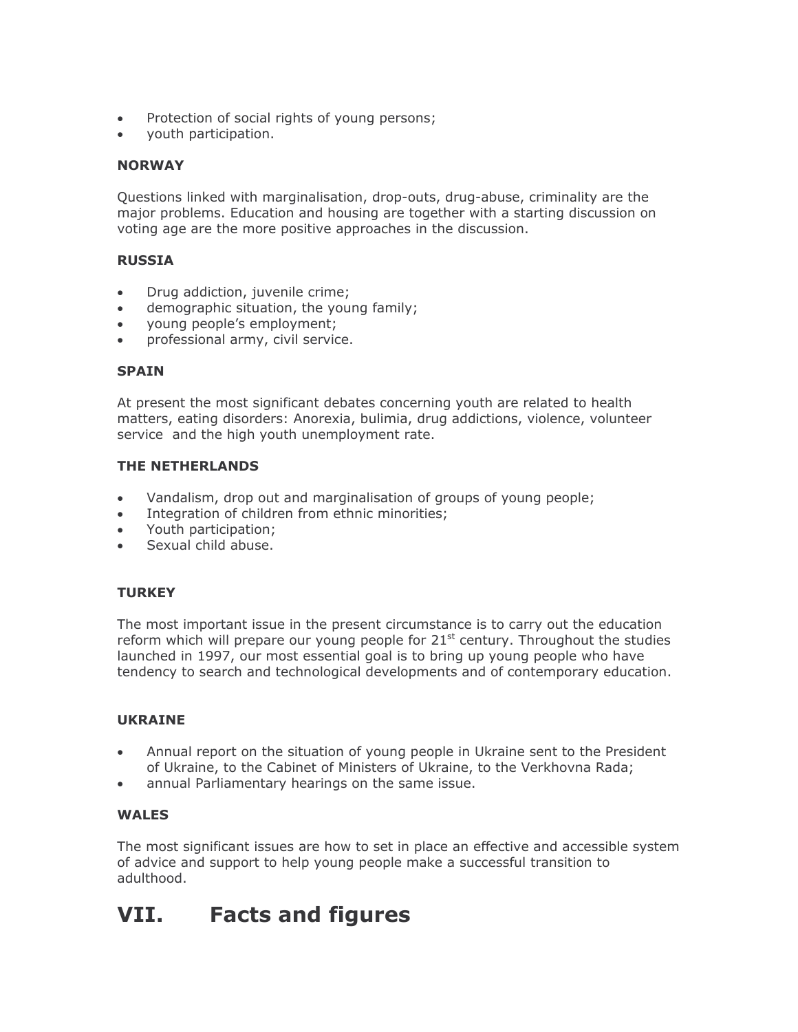- Protection of social rights of young persons;
- youth participation.

**NORWAY**

Questions linked with marginalisation, drop-outs, drug-abuse, criminality are the major problems. Education and housing are together with a starting discussion on voting age are the more positive approaches in the discussion.

**RUSSIA**

- Drug addiction, juvenile crime;
- demographic situation, the young family;
- young people's employment;
- professional army, civil service.

**SPAIN**

At present the most significant debates concerning youth are related to health matters, eating disorders: Anorexia, bulimia, drug addictions, violence, volunteer service and the high youth unemployment rate.

**THE NETHERLANDS**

- Vandalism, drop out and marginalisation of groups of young people;
- Integration of children from ethnic minorities;
- Youth participation;
- Sexual child abuse.

**TURKEY**

The most important issue in the present circumstance is to carry out the education reform which will prepare our young people for 21st century. Throughout the studies launched in 1997, our most essential goal is to bring up young people who have tendency to search and technological developments and of contemporary education.

**UKRAINE**

- Annual report on the situation of young people in Ukraine sent to the President of Ukraine, to the Cabinet of Ministers of Ukraine, to the Verkhovna Rada;
- annual Parliamentary hearings on the same issue.

**WALES**

The most significant issues are how to set in place an effective and accessible system of advice and support to help young people make a successful transition to adulthood.

# VII. Facts and figures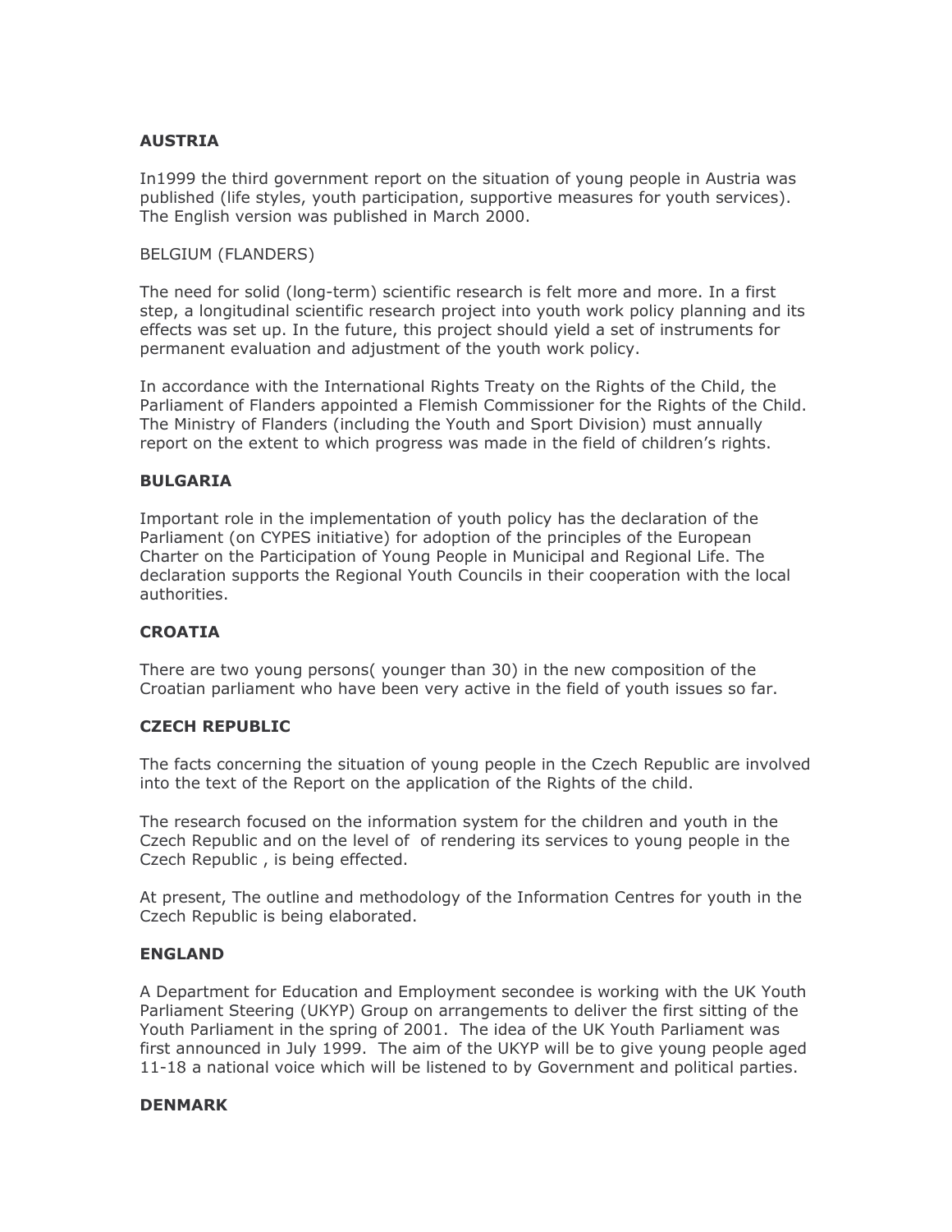**AUSTRIA**

In1999 the third government report on the situation of young people in Austria was published (life styles, youth participation, supportive measures for youth services). The English version was published in March 2000.

BELGIUM (FLANDERS)

The need for solid (long-term) scientific research is felt more and more. In a first step, a longitudinal scientific research project into youth work policy planning and its effects was set up. In the future, this project should yield a set of instruments for permanent evaluation and adjustment of the youth work policy.

In accordance with the International Rights Treaty on the Rights of the Child, the Parliament of Flanders appointed a Flemish Commissioner for the Rights of the Child. The Ministry of Flanders (including the Youth and Sport Division) must annually report on the extent to which progress was made in the field of children's rights.

**BULGARIA**

Important role in the implementation of youth policy has the declaration of the Parliament (on CYPES initiative) for adoption of the principles of the European Charter on the Participation of Young People in Municipal and Regional Life. The declaration supports the Regional Youth Councils in their cooperation with the local authorities.

**CROATIA**

There are two young persons( younger than 30) in the new composition of the Croatian parliament who have been very active in the field of youth issues so far.

**CZECH REPUBLIC**

The facts concerning the situation of young people in the Czech Republic are involved into the text of the Report on the application of the Rights of the child.

The research focused on the information system for the children and youth in the Czech Republic and on the level of  of rendering its services to young people in the Czech Republic , is being effected.

At present, The outline and methodology of the Information Centres for youth in the Czech Republic is being elaborated.

**ENGLAND**

A Department for Education and Employment secondee is working with the UK Youth Parliament Steering (UKYP) Group on arrangements to deliver the first sitting of the Youth Parliament in the spring of 2001. The idea of the UK Youth Parliament was first announced in July 1999. The aim of the UKYP will be to give young people aged 11-18 a national voice which will be listened to by Government and political parties.

**DENMARK**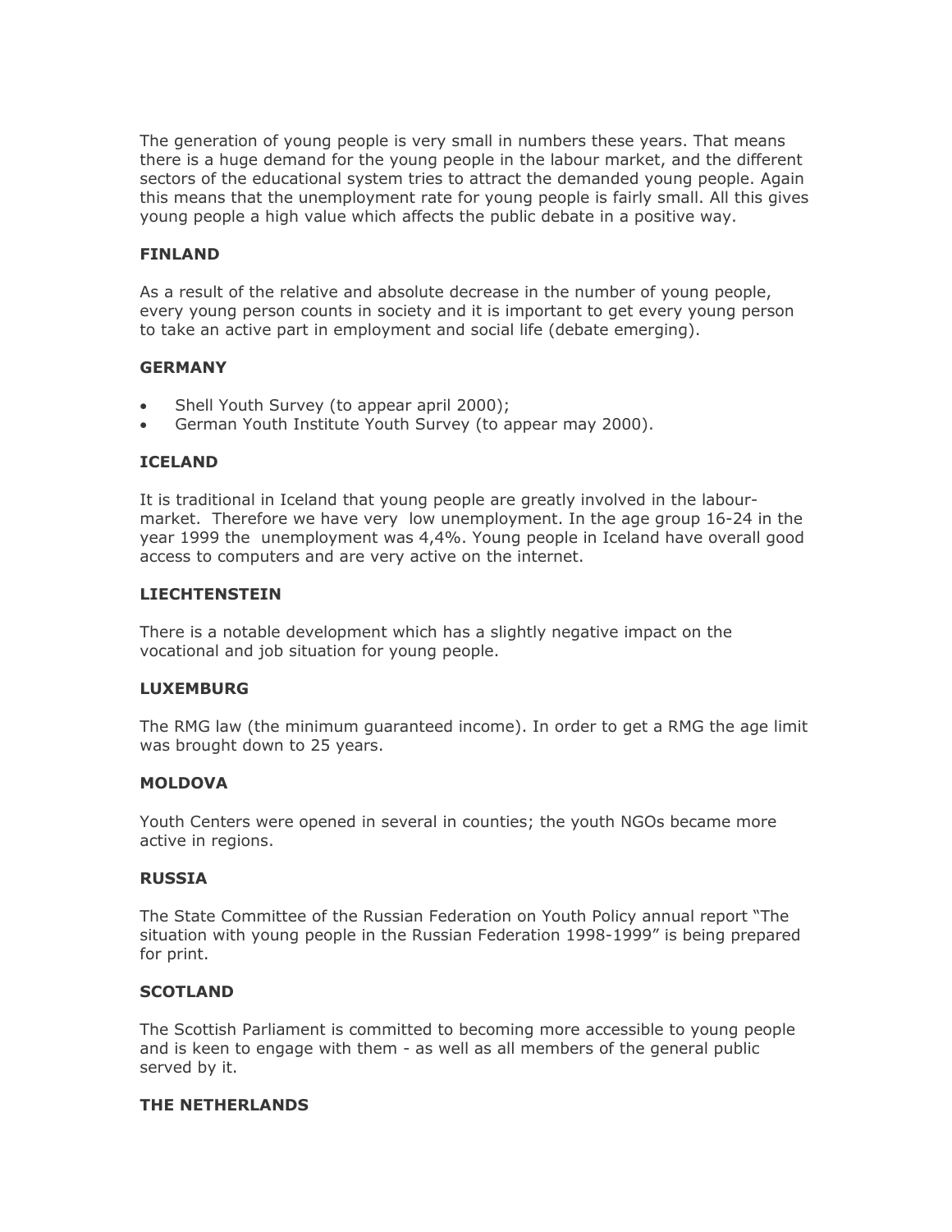The generation of young people is very small in numbers these years. That means there is a huge demand for the young people in the labour market, and the different sectors of the educational system tries to attract the demanded young people. Again this means that the unemployment rate for young people is fairly small. All this gives young people a high value which affects the public debate in a positive way.

### FINLAND

As a result of the relative and absolute decrease in the number of young people, every young person counts in society and it is important to get every young person to take an active part in employment and social life (debate emerging).

### GERMANY

- Shell Youth Survey (to appear april 2000);
- German Youth Institute Youth Survey (to appear may 2000).

### ICELAND

It is traditional in Iceland that young people are greatly involved in the labour-market. Therefore we have very low unemployment. In the age group 16-24 in the year 1999 the unemployment was 4,4%. Young people in Iceland have overall good access to computers and are very active on the internet.

### LIECHTENSTEIN

There is a notable development which has a slightly negative impact on the vocational and job situation for young people.

### LUXEMBURG

The RMG law (the minimum guaranteed income). In order to get a RMG the age limit was brought down to 25 years.

### MOLDOVA

Youth Centers were opened in several in counties; the youth NGOs became more active in regions.

### RUSSIA

The State Committee of the Russian Federation on Youth Policy annual report "The situation with young people in the Russian Federation 1998-1999" is being prepared for print.

### SCOTLAND

The Scottish Parliament is committed to becoming more accessible to young people and is keen to engage with them - as well as all members of the general public served by it.

### THE NETHERLANDS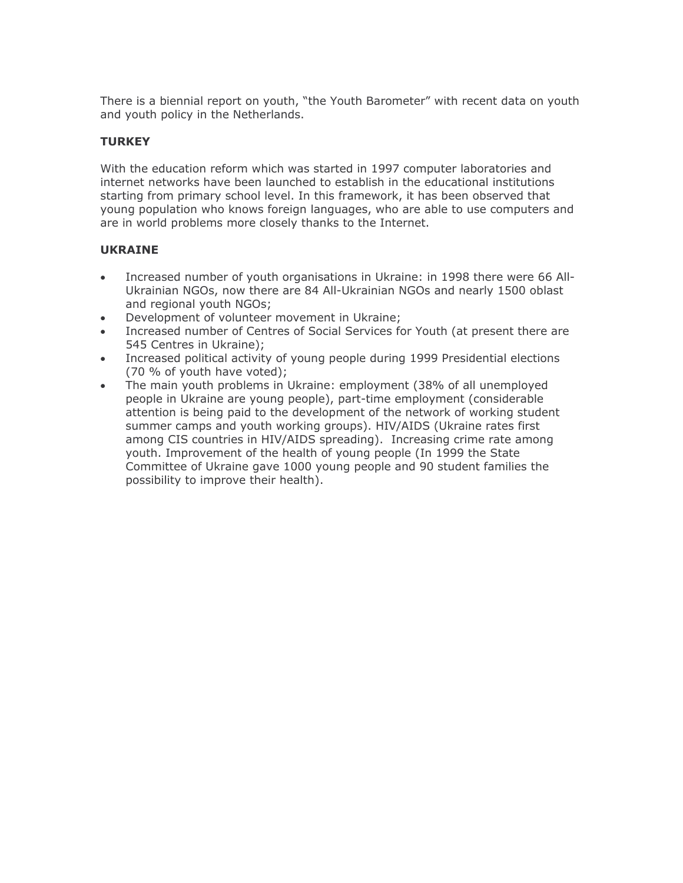There is a biennial report on youth, "the Youth Barometer" with recent data on youth and youth policy in the Netherlands.

**TURKEY**

With the education reform which was started in 1997 computer laboratories and internet networks have been launched to establish in the educational institutions starting from primary school level. In this framework, it has been observed that young population who knows foreign languages, who are able to use computers and are in world problems more closely thanks to the Internet.

**UKRAINE**

- Increased number of youth organisations in Ukraine: in 1998 there were 66 All-Ukrainian NGOs, now there are 84 All-Ukrainian NGOs and nearly 1500 oblast and regional youth NGOs;
- Development of volunteer movement in Ukraine;
- Increased number of Centres of Social Services for Youth (at present there are 545 Centres in Ukraine);
- Increased political activity of young people during 1999 Presidential elections (70 % of youth have voted);
- The main youth problems in Ukraine: employment (38% of all unemployed people in Ukraine are young people), part-time employment (considerable attention is being paid to the development of the network of working student summer camps and youth working groups). HIV/AIDS (Ukraine rates first among CIS countries in HIV/AIDS spreading). Increasing crime rate among youth. Improvement of the health of young people (In 1999 the State Committee of Ukraine gave 1000 young people and 90 student families the possibility to improve their health).